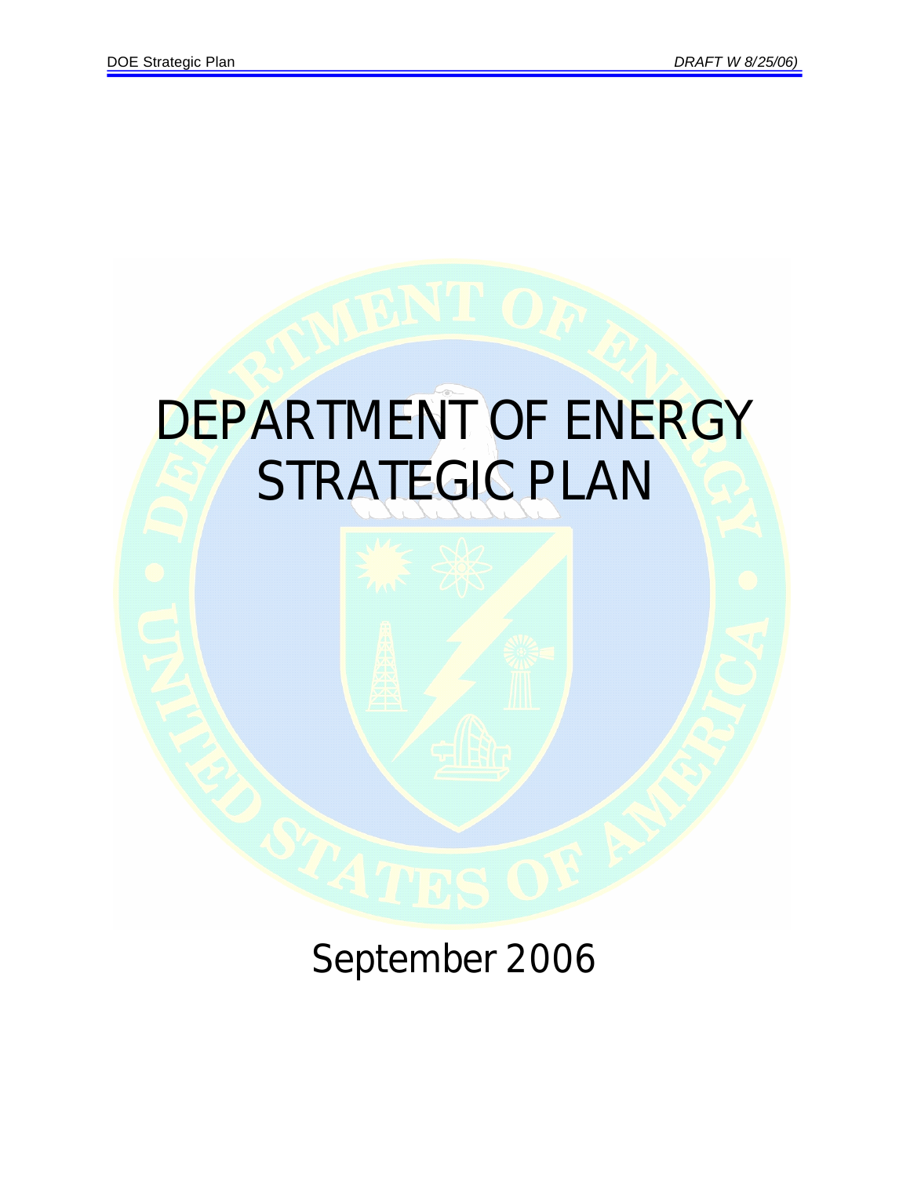# DEPARTMENT OF ENERGY STRATEGIC PLAN

September 2006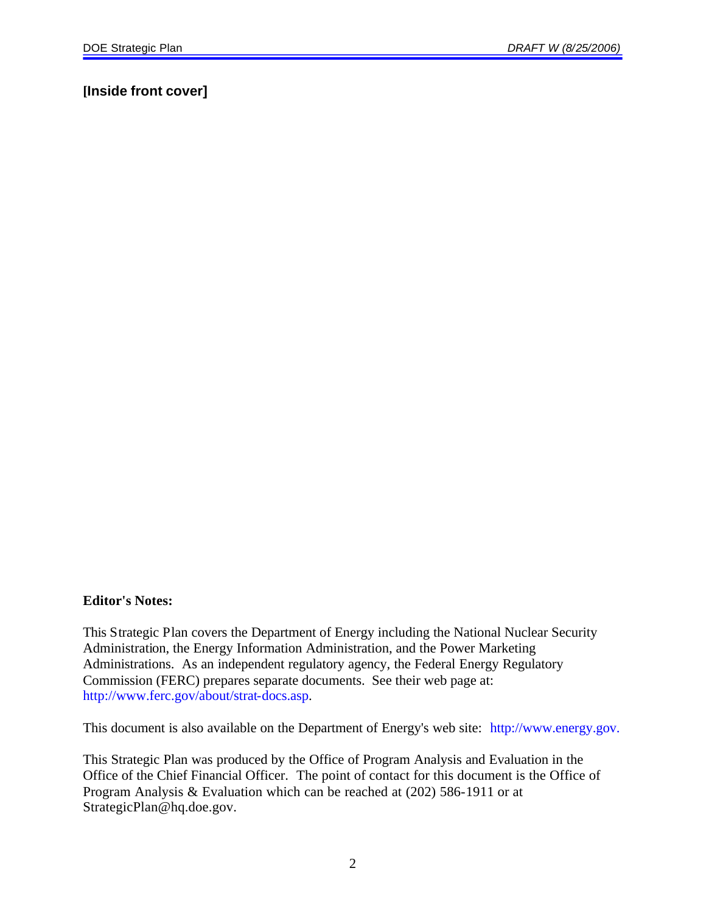**[Inside front cover]**

**Editor's Notes:**

This Strategic Plan covers the Department of Energy including the National Nuclear Security Administration, the Energy Information Administration, and the Power Marketing Administrations. As an independent regulatory agency, the Federal Energy Regulatory Commission (FERC) prepares separate documents. See their web page at: http://www.ferc.gov/about/strat-docs.asp.

This document is also available on the Department of Energy's web site: http://www.energy.gov.

This Strategic Plan was produced by the Office of Program Analysis and Evaluation in the Office of the Chief Financial Officer. The point of contact for this document is the Office of Program Analysis & Evaluation which can be reached at (202) 586-1911 or at StrategicPlan@hq.doe.gov.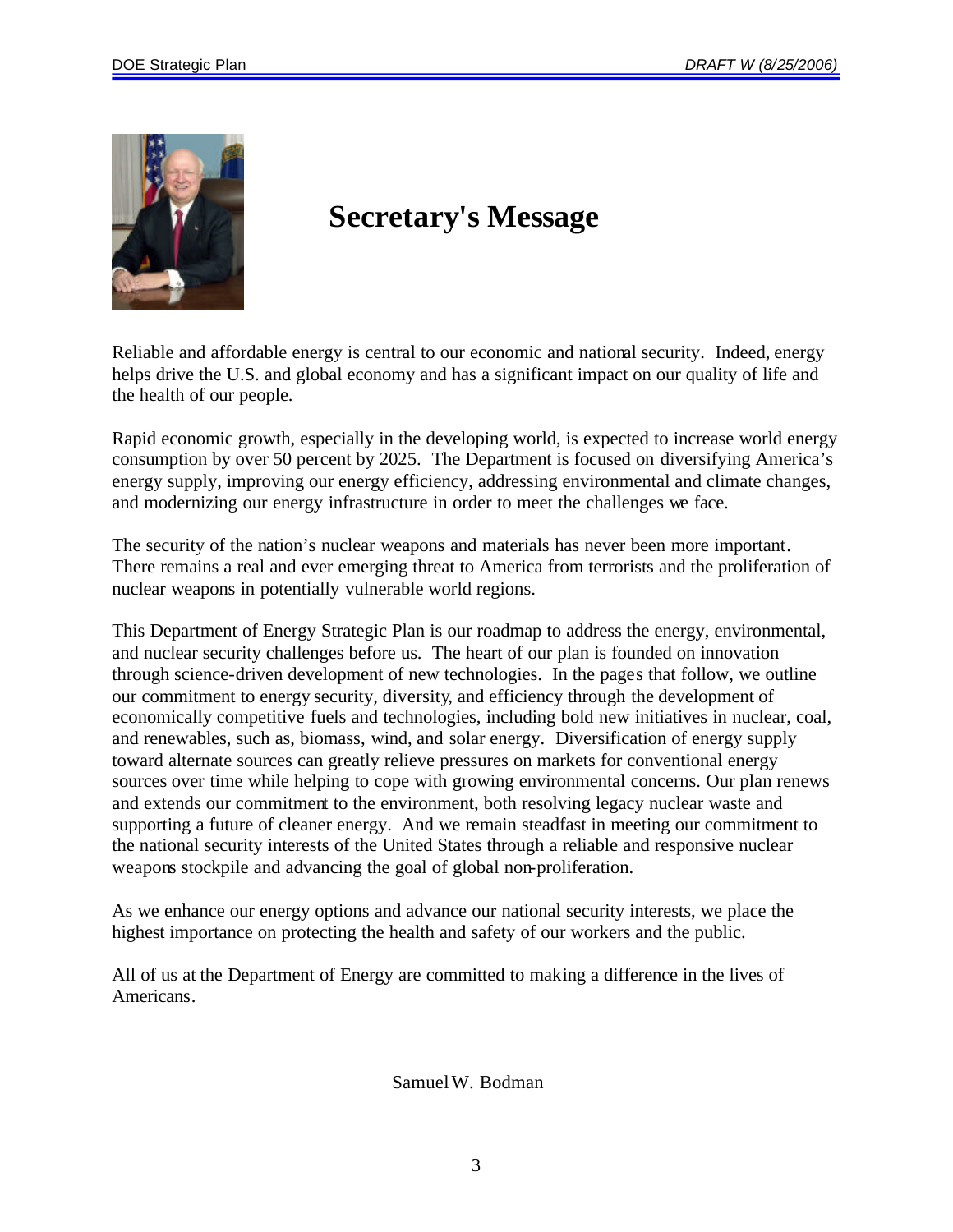# Secretary's Message

Reliable and affordable energy is central to our economic and national security. Indeed, energy helps drive the U.S. and global economy and has a significant impact on our quality of life and the health of our people.

Rapid economic growth, especially in the developing world, is expected to increase world energy consumption by over 50 percent by 2025. The Department is focused on diversifying America's energy supply, improving our energy efficiency, addressing environmental and climate changes, and modernizing our energy infrastructure in order to meet the challenges we face.

The security of the nation's nuclear weapons and materials has never been more important. There remains a real and ever emerging threat to America from terrorists and the proliferation of nuclear weapons in potentially vulnerable world regions.

This Department of Energy Strategic Plan is our roadmap to address the energy, environmental, and nuclear security challenges before us. The heart of our plan is founded on innovation through science-driven development of new technologies. In the pages that follow, we outline our commitment to energy security, diversity, and efficiency through the development of economically competitive fuels and technologies, including bold new initiatives in nuclear, coal, and renewables, such as, biomass, wind, and solar energy. Diversification of energy supply toward alternate sources can greatly relieve pressures on markets for conventional energy sources over time while helping to cope with growing environmental concerns. Our plan renews and extends our commitment to the environment, both resolving legacy nuclear waste and supporting a future of cleaner energy. And we remain steadfast in meeting our commitment to the national security interests of the United States through a reliable and responsive nuclear weapons stockpile and advancing the goal of global non-proliferation.

As we enhance our energy options and advance our national security interests, we place the highest importance on protecting the health and safety of our workers and the public.

All of us at the Department of Energy are committed to making a difference in the lives of Americans.

Samuel W. Bodman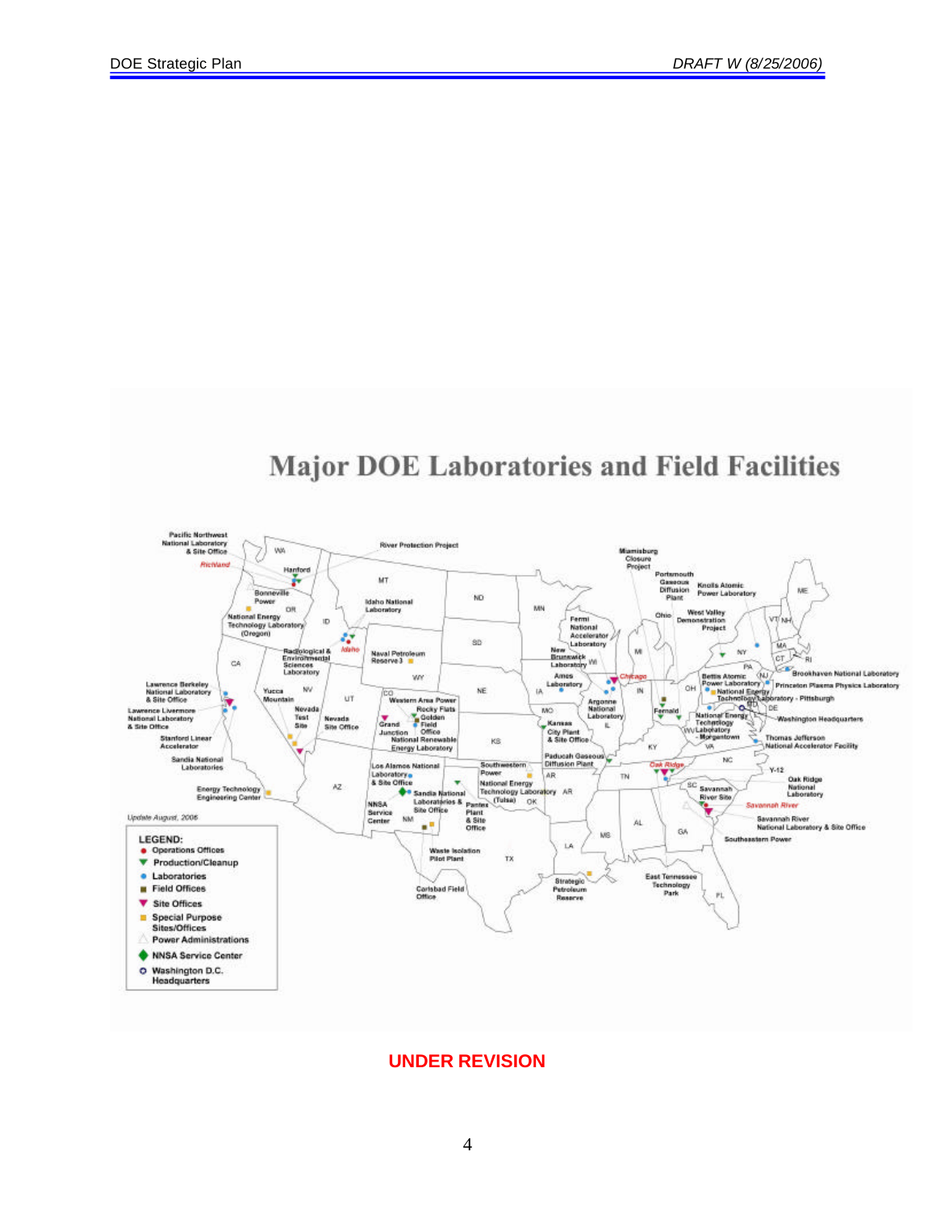# Major DOE Laboratories and Field Facilities

Pacific Northwest National Laboratory & Site Office
Richland
Hanford
River Protection Project
Bonneville Power
National Energy Technology Laboratory (Oregon)
Idaho National Laboratory
Idaho
Radiological & Environmental Sciences Laboratory
Naval Petroleum Reserve 3
Lawrence Berkeley National Laboratory & Site Office
Lawrence Livermore National Laboratory & Site Office
Stanford Linear Accelerator
Sandia National Laboratories
Energy Technology Engineering Center
Yucca Mountain
Nevada Test Site
Nevada Site Office
Western Area Power
Rocky Flats
Golden Field Office
Grand Junction
National Renewable Energy Laboratory
Los Alamos National Laboratory & Site Office
Sandia National Laboratories & Site Office
NNSA Service Center
Pantex Plant & Site Office
Waste Isolation Pilot Plant
Carlsbad Field Office
Southwestern Power
National Energy Technology Laboratory (Tulsa)
Kansas City Plant & Site Office
Ames Laboratory
New Brunswick Laboratory
Fermi National Accelerator Laboratory
Chicago
Argonne National Laboratory
Paducah Gaseous Diffusion Plant
Strategic Petroleum Reserve
Miamisburg Closure Project
Portsmouth Gaseous Diffusion Plant
Ohio
Fernald
West Valley Demonstration Project
Knolls Atomic Power Laboratory
Bettis Atomic Power Laboratory
National Energy Technology Laboratory - Pittsburgh
National Energy Technology Laboratory - Morgantown
Brookhaven National Laboratory
Princeton Plasma Physics Laboratory
Washington Headquarters
Thomas Jefferson National Accelerator Facility
Oak Ridge
Y-12
Oak Ridge National Laboratory
East Tennessee Technology Park
Savannah River Site
Savannah River
Savannah River National Laboratory & Site Office
Southeastern Power

Update August, 2006

**LEGEND:**
- Operations Offices
- Production/Cleanup
- Laboratories
- Field Offices
- Site Offices
- Special Purpose Sites/Offices
- Power Administrations
- NNSA Service Center
- Washington D.C. Headquarters

**UNDER REVISION**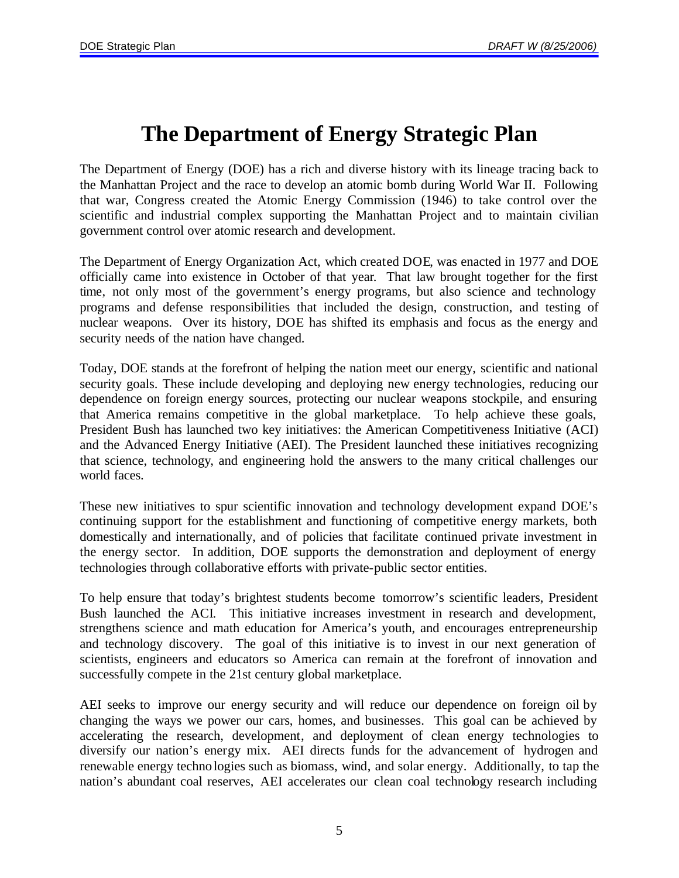# The Department of Energy Strategic Plan

The Department of Energy (DOE) has a rich and diverse history with its lineage tracing back to the Manhattan Project and the race to develop an atomic bomb during World War II. Following that war, Congress created the Atomic Energy Commission (1946) to take control over the scientific and industrial complex supporting the Manhattan Project and to maintain civilian government control over atomic research and development.

The Department of Energy Organization Act, which created DOE, was enacted in 1977 and DOE officially came into existence in October of that year. That law brought together for the first time, not only most of the government's energy programs, but also science and technology programs and defense responsibilities that included the design, construction, and testing of nuclear weapons. Over its history, DOE has shifted its emphasis and focus as the energy and security needs of the nation have changed.

Today, DOE stands at the forefront of helping the nation meet our energy, scientific and national security goals. These include developing and deploying new energy technologies, reducing our dependence on foreign energy sources, protecting our nuclear weapons stockpile, and ensuring that America remains competitive in the global marketplace. To help achieve these goals, President Bush has launched two key initiatives: the American Competitiveness Initiative (ACI) and the Advanced Energy Initiative (AEI). The President launched these initiatives recognizing that science, technology, and engineering hold the answers to the many critical challenges our world faces.

These new initiatives to spur scientific innovation and technology development expand DOE's continuing support for the establishment and functioning of competitive energy markets, both domestically and internationally, and of policies that facilitate continued private investment in the energy sector. In addition, DOE supports the demonstration and deployment of energy technologies through collaborative efforts with private-public sector entities.

To help ensure that today's brightest students become tomorrow's scientific leaders, President Bush launched the ACI. This initiative increases investment in research and development, strengthens science and math education for America's youth, and encourages entrepreneurship and technology discovery. The goal of this initiative is to invest in our next generation of scientists, engineers and educators so America can remain at the forefront of innovation and successfully compete in the 21st century global marketplace.

AEI seeks to improve our energy security and will reduce our dependence on foreign oil by changing the ways we power our cars, homes, and businesses. This goal can be achieved by accelerating the research, development, and deployment of clean energy technologies to diversify our nation's energy mix. AEI directs funds for the advancement of hydrogen and renewable energy technologies such as biomass, wind, and solar energy. Additionally, to tap the nation's abundant coal reserves, AEI accelerates our clean coal technology research including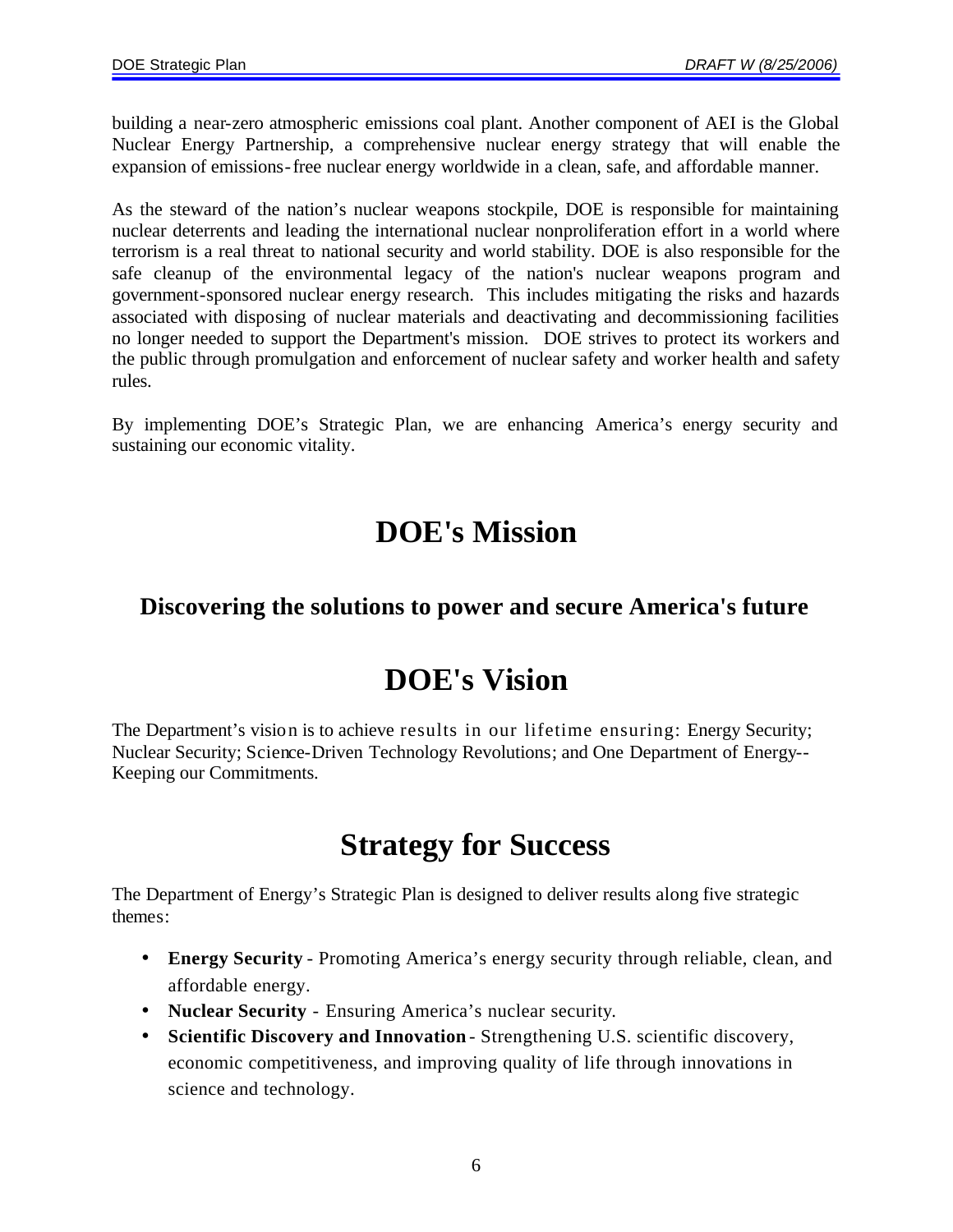building a near-zero atmospheric emissions coal plant. Another component of AEI is the Global Nuclear Energy Partnership, a comprehensive nuclear energy strategy that will enable the expansion of emissions-free nuclear energy worldwide in a clean, safe, and affordable manner.

As the steward of the nation's nuclear weapons stockpile, DOE is responsible for maintaining nuclear deterrents and leading the international nuclear nonproliferation effort in a world where terrorism is a real threat to national security and world stability. DOE is also responsible for the safe cleanup of the environmental legacy of the nation's nuclear weapons program and government-sponsored nuclear energy research. This includes mitigating the risks and hazards associated with disposing of nuclear materials and deactivating and decommissioning facilities no longer needed to support the Department's mission. DOE strives to protect its workers and the public through promulgation and enforcement of nuclear safety and worker health and safety rules.

By implementing DOE's Strategic Plan, we are enhancing America's energy security and sustaining our economic vitality.

# DOE's Mission

### Discovering the solutions to power and secure America's future

# DOE's Vision

The Department's vision is to achieve results in our lifetime ensuring: Energy Security; Nuclear Security; Science-Driven Technology Revolutions; and One Department of Energy--Keeping our Commitments.

# Strategy for Success

The Department of Energy's Strategic Plan is designed to deliver results along five strategic themes:

- **Energy Security** - Promoting America's energy security through reliable, clean, and affordable energy.
- **Nuclear Security** - Ensuring America's nuclear security.
- **Scientific Discovery and Innovation** - Strengthening U.S. scientific discovery, economic competitiveness, and improving quality of life through innovations in science and technology.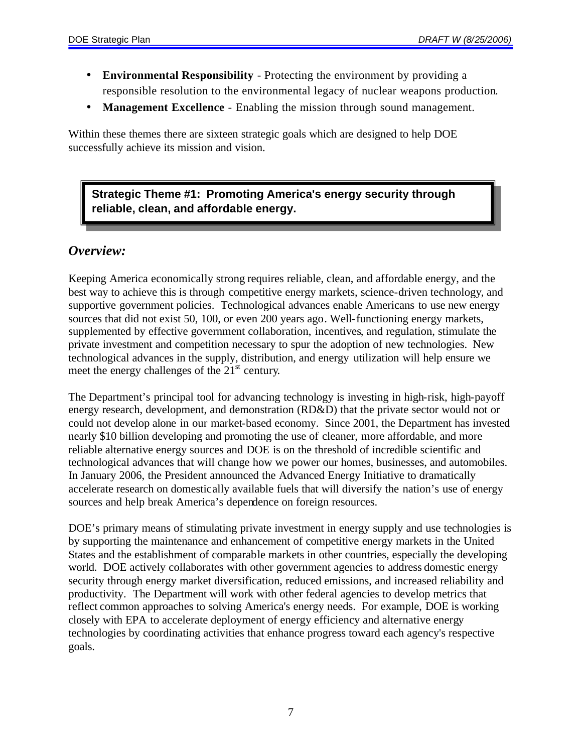- **Environmental Responsibility** - Protecting the environment by providing a responsible resolution to the environmental legacy of nuclear weapons production.
- **Management Excellence** - Enabling the mission through sound management.

Within these themes there are sixteen strategic goals which are designed to help DOE successfully achieve its mission and vision.

**Strategic Theme #1: Promoting America's energy security through reliable, clean, and affordable energy.**

## *Overview:*

Keeping America economically strong requires reliable, clean, and affordable energy, and the best way to achieve this is through competitive energy markets, science-driven technology, and supportive government policies. Technological advances enable Americans to use new energy sources that did not exist 50, 100, or even 200 years ago. Well-functioning energy markets, supplemented by effective government collaboration, incentives, and regulation, stimulate the private investment and competition necessary to spur the adoption of new technologies. New technological advances in the supply, distribution, and energy utilization will help ensure we meet the energy challenges of the 21st century.

The Department's principal tool for advancing technology is investing in high-risk, high-payoff energy research, development, and demonstration (RD&D) that the private sector would not or could not develop alone in our market-based economy. Since 2001, the Department has invested nearly $10 billion developing and promoting the use of cleaner, more affordable, and more reliable alternative energy sources and DOE is on the threshold of incredible scientific and technological advances that will change how we power our homes, businesses, and automobiles. In January 2006, the President announced the Advanced Energy Initiative to dramatically accelerate research on domestically available fuels that will diversify the nation's use of energy sources and help break America's dependence on foreign resources.

DOE's primary means of stimulating private investment in energy supply and use technologies is by supporting the maintenance and enhancement of competitive energy markets in the United States and the establishment of comparable markets in other countries, especially the developing world. DOE actively collaborates with other government agencies to address domestic energy security through energy market diversification, reduced emissions, and increased reliability and productivity. The Department will work with other federal agencies to develop metrics that reflect common approaches to solving America's energy needs. For example, DOE is working closely with EPA to accelerate deployment of energy efficiency and alternative energy technologies by coordinating activities that enhance progress toward each agency's respective goals.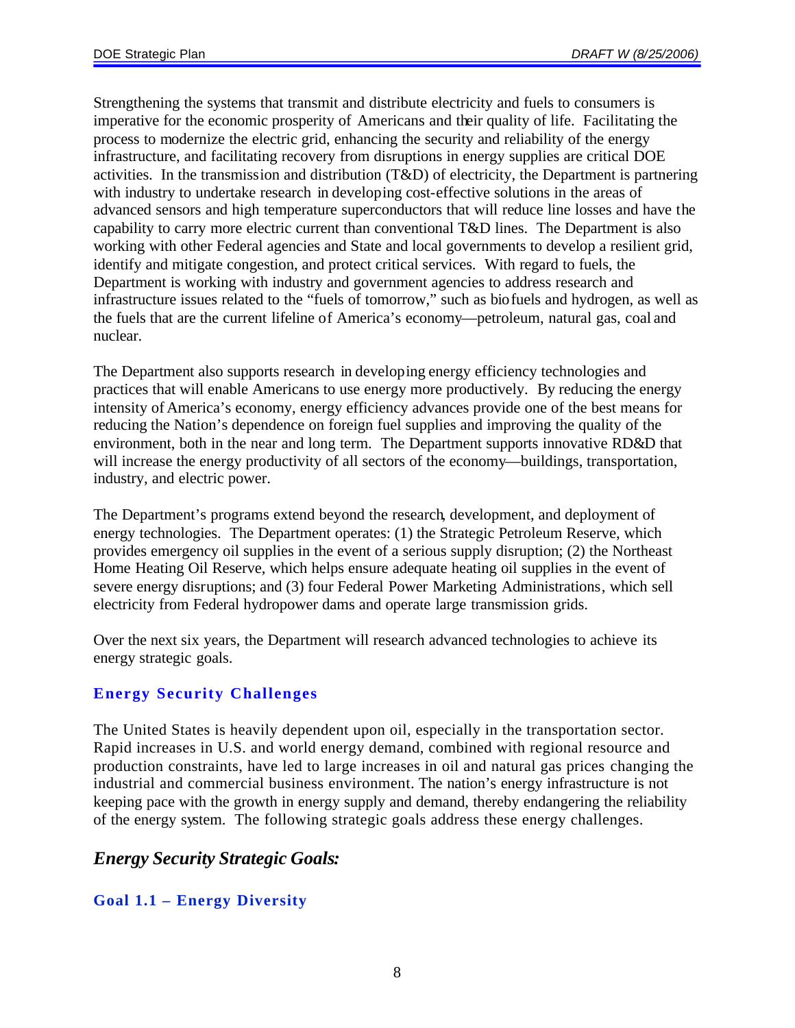Strengthening the systems that transmit and distribute electricity and fuels to consumers is imperative for the economic prosperity of Americans and their quality of life. Facilitating the process to modernize the electric grid, enhancing the security and reliability of the energy infrastructure, and facilitating recovery from disruptions in energy supplies are critical DOE activities. In the transmission and distribution (T&D) of electricity, the Department is partnering with industry to undertake research in developing cost-effective solutions in the areas of advanced sensors and high temperature superconductors that will reduce line losses and have the capability to carry more electric current than conventional T&D lines. The Department is also working with other Federal agencies and State and local governments to develop a resilient grid, identify and mitigate congestion, and protect critical services. With regard to fuels, the Department is working with industry and government agencies to address research and infrastructure issues related to the "fuels of tomorrow," such as biofuels and hydrogen, as well as the fuels that are the current lifeline of America's economy—petroleum, natural gas, coal and nuclear.

The Department also supports research in developing energy efficiency technologies and practices that will enable Americans to use energy more productively. By reducing the energy intensity of America's economy, energy efficiency advances provide one of the best means for reducing the Nation's dependence on foreign fuel supplies and improving the quality of the environment, both in the near and long term. The Department supports innovative RD&D that will increase the energy productivity of all sectors of the economy—buildings, transportation, industry, and electric power.

The Department's programs extend beyond the research, development, and deployment of energy technologies. The Department operates: (1) the Strategic Petroleum Reserve, which provides emergency oil supplies in the event of a serious supply disruption; (2) the Northeast Home Heating Oil Reserve, which helps ensure adequate heating oil supplies in the event of severe energy disruptions; and (3) four Federal Power Marketing Administrations, which sell electricity from Federal hydropower dams and operate large transmission grids.

Over the next six years, the Department will research advanced technologies to achieve its energy strategic goals.

### Energy Security Challenges

The United States is heavily dependent upon oil, especially in the transportation sector. Rapid increases in U.S. and world energy demand, combined with regional resource and production constraints, have led to large increases in oil and natural gas prices changing the industrial and commercial business environment. The nation's energy infrastructure is not keeping pace with the growth in energy supply and demand, thereby endangering the reliability of the energy system. The following strategic goals address these energy challenges.

## *Energy Security Strategic Goals:*

### Goal 1.1 – Energy Diversity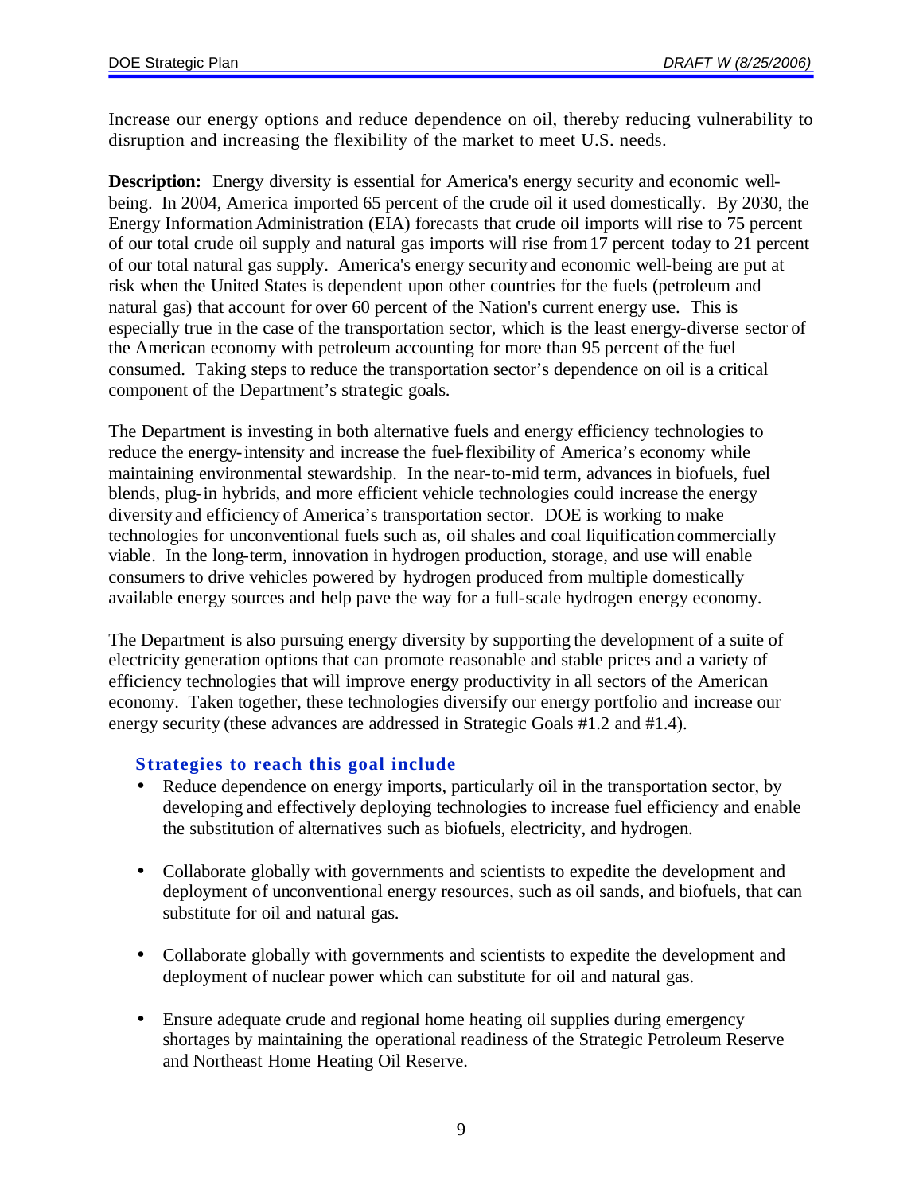Increase our energy options and reduce dependence on oil, thereby reducing vulnerability to disruption and increasing the flexibility of the market to meet U.S. needs.

**Description:** Energy diversity is essential for America's energy security and economic well-being. In 2004, America imported 65 percent of the crude oil it used domestically. By 2030, the Energy Information Administration (EIA) forecasts that crude oil imports will rise to 75 percent of our total crude oil supply and natural gas imports will rise from 17 percent today to 21 percent of our total natural gas supply. America's energy security and economic well-being are put at risk when the United States is dependent upon other countries for the fuels (petroleum and natural gas) that account for over 60 percent of the Nation's current energy use. This is especially true in the case of the transportation sector, which is the least energy-diverse sector of the American economy with petroleum accounting for more than 95 percent of the fuel consumed. Taking steps to reduce the transportation sector's dependence on oil is a critical component of the Department's strategic goals.

The Department is investing in both alternative fuels and energy efficiency technologies to reduce the energy-intensity and increase the fuel-flexibility of America's economy while maintaining environmental stewardship. In the near-to-mid term, advances in biofuels, fuel blends, plug-in hybrids, and more efficient vehicle technologies could increase the energy diversity and efficiency of America's transportation sector. DOE is working to make technologies for unconventional fuels such as, oil shales and coal liquification commercially viable. In the long-term, innovation in hydrogen production, storage, and use will enable consumers to drive vehicles powered by hydrogen produced from multiple domestically available energy sources and help pave the way for a full-scale hydrogen energy economy.

The Department is also pursuing energy diversity by supporting the development of a suite of electricity generation options that can promote reasonable and stable prices and a variety of efficiency technologies that will improve energy productivity in all sectors of the American economy. Taken together, these technologies diversify our energy portfolio and increase our energy security (these advances are addressed in Strategic Goals #1.2 and #1.4).

### Strategies to reach this goal include

- Reduce dependence on energy imports, particularly oil in the transportation sector, by developing and effectively deploying technologies to increase fuel efficiency and enable the substitution of alternatives such as biofuels, electricity, and hydrogen.

- Collaborate globally with governments and scientists to expedite the development and deployment of unconventional energy resources, such as oil sands, and biofuels, that can substitute for oil and natural gas.

- Collaborate globally with governments and scientists to expedite the development and deployment of nuclear power which can substitute for oil and natural gas.

- Ensure adequate crude and regional home heating oil supplies during emergency shortages by maintaining the operational readiness of the Strategic Petroleum Reserve and Northeast Home Heating Oil Reserve.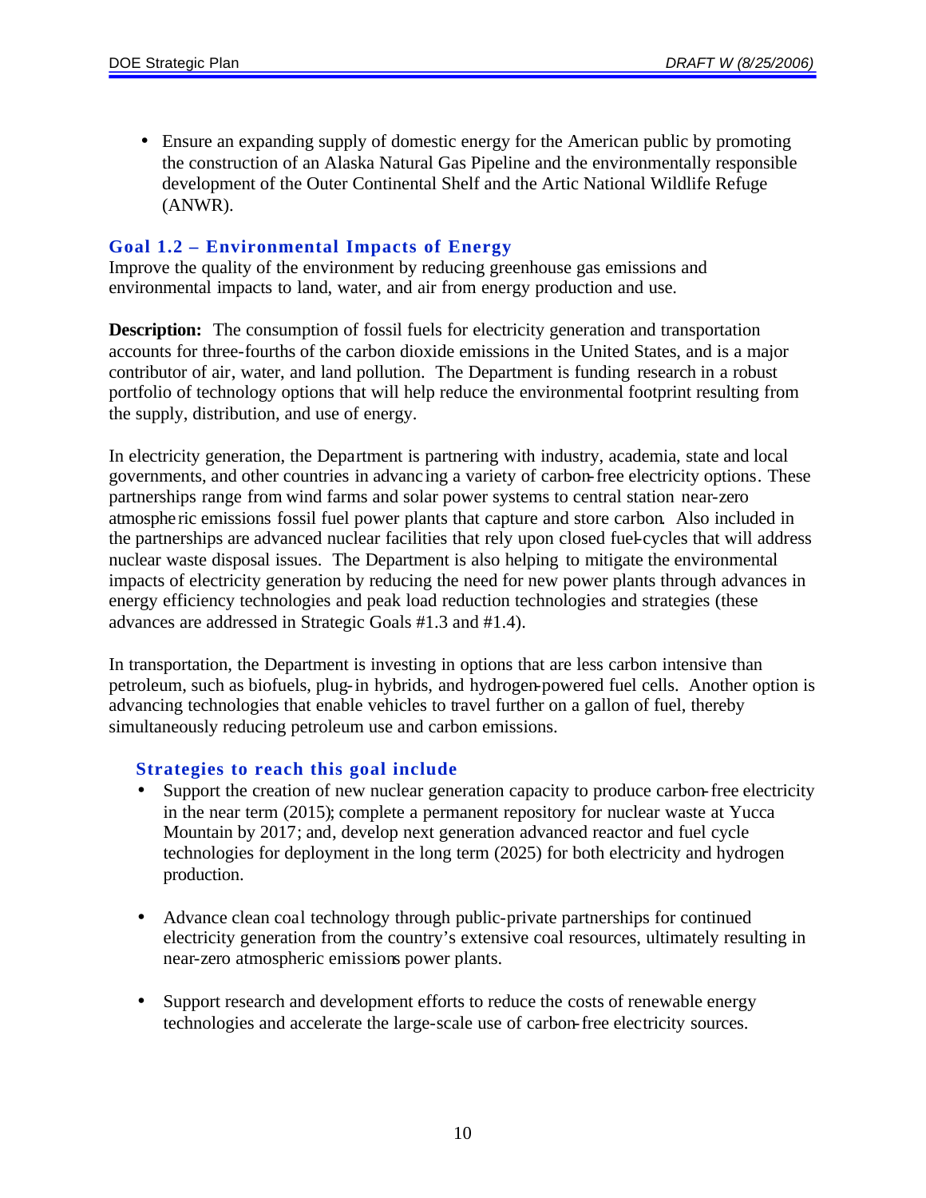- Ensure an expanding supply of domestic energy for the American public by promoting the construction of an Alaska Natural Gas Pipeline and the environmentally responsible development of the Outer Continental Shelf and the Artic National Wildlife Refuge (ANWR).

### Goal 1.2 – Environmental Impacts of Energy

Improve the quality of the environment by reducing greenhouse gas emissions and environmental impacts to land, water, and air from energy production and use.

**Description:** The consumption of fossil fuels for electricity generation and transportation accounts for three-fourths of the carbon dioxide emissions in the United States, and is a major contributor of air, water, and land pollution. The Department is funding research in a robust portfolio of technology options that will help reduce the environmental footprint resulting from the supply, distribution, and use of energy.

In electricity generation, the Department is partnering with industry, academia, state and local governments, and other countries in advancing a variety of carbon-free electricity options. These partnerships range from wind farms and solar power systems to central station near-zero atmospheric emissions fossil fuel power plants that capture and store carbon. Also included in the partnerships are advanced nuclear facilities that rely upon closed fuel-cycles that will address nuclear waste disposal issues. The Department is also helping to mitigate the environmental impacts of electricity generation by reducing the need for new power plants through advances in energy efficiency technologies and peak load reduction technologies and strategies (these advances are addressed in Strategic Goals #1.3 and #1.4).

In transportation, the Department is investing in options that are less carbon intensive than petroleum, such as biofuels, plug-in hybrids, and hydrogen-powered fuel cells. Another option is advancing technologies that enable vehicles to travel further on a gallon of fuel, thereby simultaneously reducing petroleum use and carbon emissions.

#### Strategies to reach this goal include

- Support the creation of new nuclear generation capacity to produce carbon-free electricity in the near term (2015); complete a permanent repository for nuclear waste at Yucca Mountain by 2017; and, develop next generation advanced reactor and fuel cycle technologies for deployment in the long term (2025) for both electricity and hydrogen production.

- Advance clean coal technology through public-private partnerships for continued electricity generation from the country's extensive coal resources, ultimately resulting in near-zero atmospheric emissions power plants.

- Support research and development efforts to reduce the costs of renewable energy technologies and accelerate the large-scale use of carbon-free electricity sources.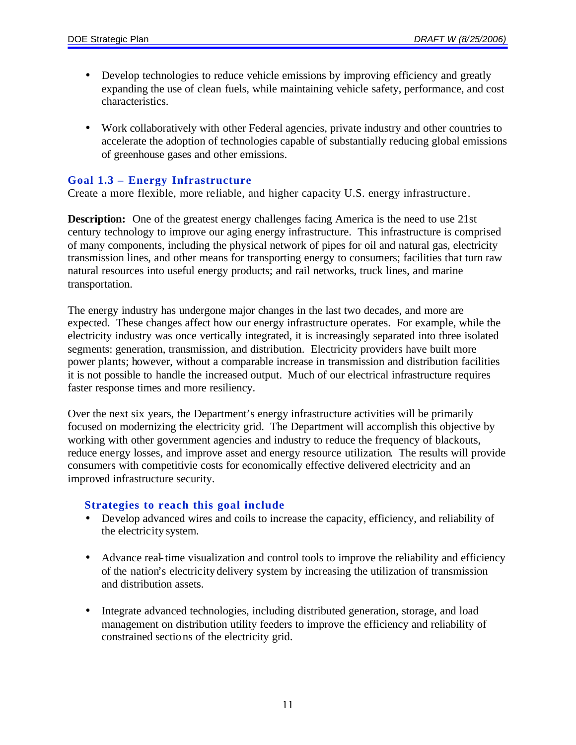- Develop technologies to reduce vehicle emissions by improving efficiency and greatly expanding the use of clean fuels, while maintaining vehicle safety, performance, and cost characteristics.

- Work collaboratively with other Federal agencies, private industry and other countries to accelerate the adoption of technologies capable of substantially reducing global emissions of greenhouse gases and other emissions.

### Goal 1.3 – Energy Infrastructure

Create a more flexible, more reliable, and higher capacity U.S. energy infrastructure.

**Description:** One of the greatest energy challenges facing America is the need to use 21st century technology to improve our aging energy infrastructure. This infrastructure is comprised of many components, including the physical network of pipes for oil and natural gas, electricity transmission lines, and other means for transporting energy to consumers; facilities that turn raw natural resources into useful energy products; and rail networks, truck lines, and marine transportation.

The energy industry has undergone major changes in the last two decades, and more are expected. These changes affect how our energy infrastructure operates. For example, while the electricity industry was once vertically integrated, it is increasingly separated into three isolated segments: generation, transmission, and distribution. Electricity providers have built more power plants; however, without a comparable increase in transmission and distribution facilities it is not possible to handle the increased output. Much of our electrical infrastructure requires faster response times and more resiliency.

Over the next six years, the Department's energy infrastructure activities will be primarily focused on modernizing the electricity grid. The Department will accomplish this objective by working with other government agencies and industry to reduce the frequency of blackouts, reduce energy losses, and improve asset and energy resource utilization. The results will provide consumers with competitivie costs for economically effective delivered electricity and an improved infrastructure security.

#### Strategies to reach this goal include

- Develop advanced wires and coils to increase the capacity, efficiency, and reliability of the electricity system.

- Advance real-time visualization and control tools to improve the reliability and efficiency of the nation's electricity delivery system by increasing the utilization of transmission and distribution assets.

- Integrate advanced technologies, including distributed generation, storage, and load management on distribution utility feeders to improve the efficiency and reliability of constrained sections of the electricity grid.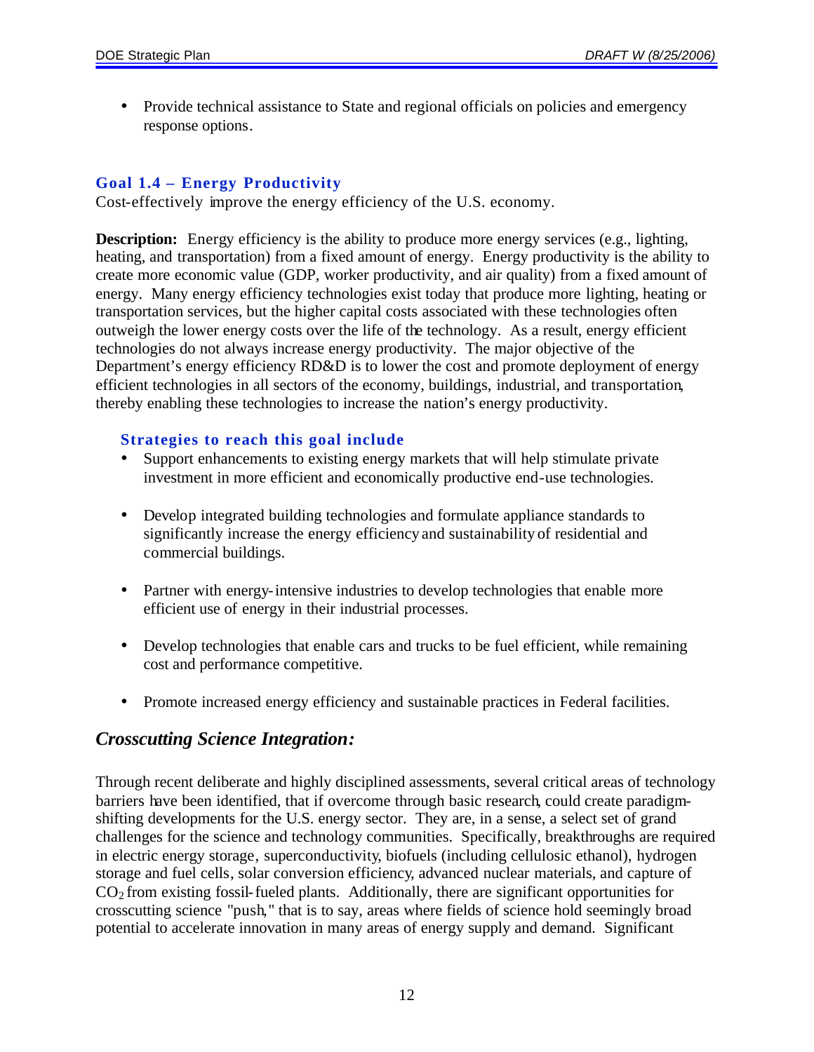- Provide technical assistance to State and regional officials on policies and emergency response options.

### Goal 1.4 – Energy Productivity

Cost-effectively improve the energy efficiency of the U.S. economy.

**Description:** Energy efficiency is the ability to produce more energy services (e.g., lighting, heating, and transportation) from a fixed amount of energy. Energy productivity is the ability to create more economic value (GDP, worker productivity, and air quality) from a fixed amount of energy. Many energy efficiency technologies exist today that produce more lighting, heating or transportation services, but the higher capital costs associated with these technologies often outweigh the lower energy costs over the life of the technology. As a result, energy efficient technologies do not always increase energy productivity. The major objective of the Department's energy efficiency RD&D is to lower the cost and promote deployment of energy efficient technologies in all sectors of the economy, buildings, industrial, and transportation, thereby enabling these technologies to increase the nation's energy productivity.

#### Strategies to reach this goal include

- Support enhancements to existing energy markets that will help stimulate private investment in more efficient and economically productive end-use technologies.
- Develop integrated building technologies and formulate appliance standards to significantly increase the energy efficiency and sustainability of residential and commercial buildings.
- Partner with energy-intensive industries to develop technologies that enable more efficient use of energy in their industrial processes.
- Develop technologies that enable cars and trucks to be fuel efficient, while remaining cost and performance competitive.
- Promote increased energy efficiency and sustainable practices in Federal facilities.

## *Crosscutting Science Integration:*

Through recent deliberate and highly disciplined assessments, several critical areas of technology barriers have been identified, that if overcome through basic research, could create paradigm-shifting developments for the U.S. energy sector. They are, in a sense, a select set of grand challenges for the science and technology communities. Specifically, breakthroughs are required in electric energy storage, superconductivity, biofuels (including cellulosic ethanol), hydrogen storage and fuel cells, solar conversion efficiency, advanced nuclear materials, and capture of $CO_2$ from existing fossil-fueled plants. Additionally, there are significant opportunities for crosscutting science "push," that is to say, areas where fields of science hold seemingly broad potential to accelerate innovation in many areas of energy supply and demand. Significant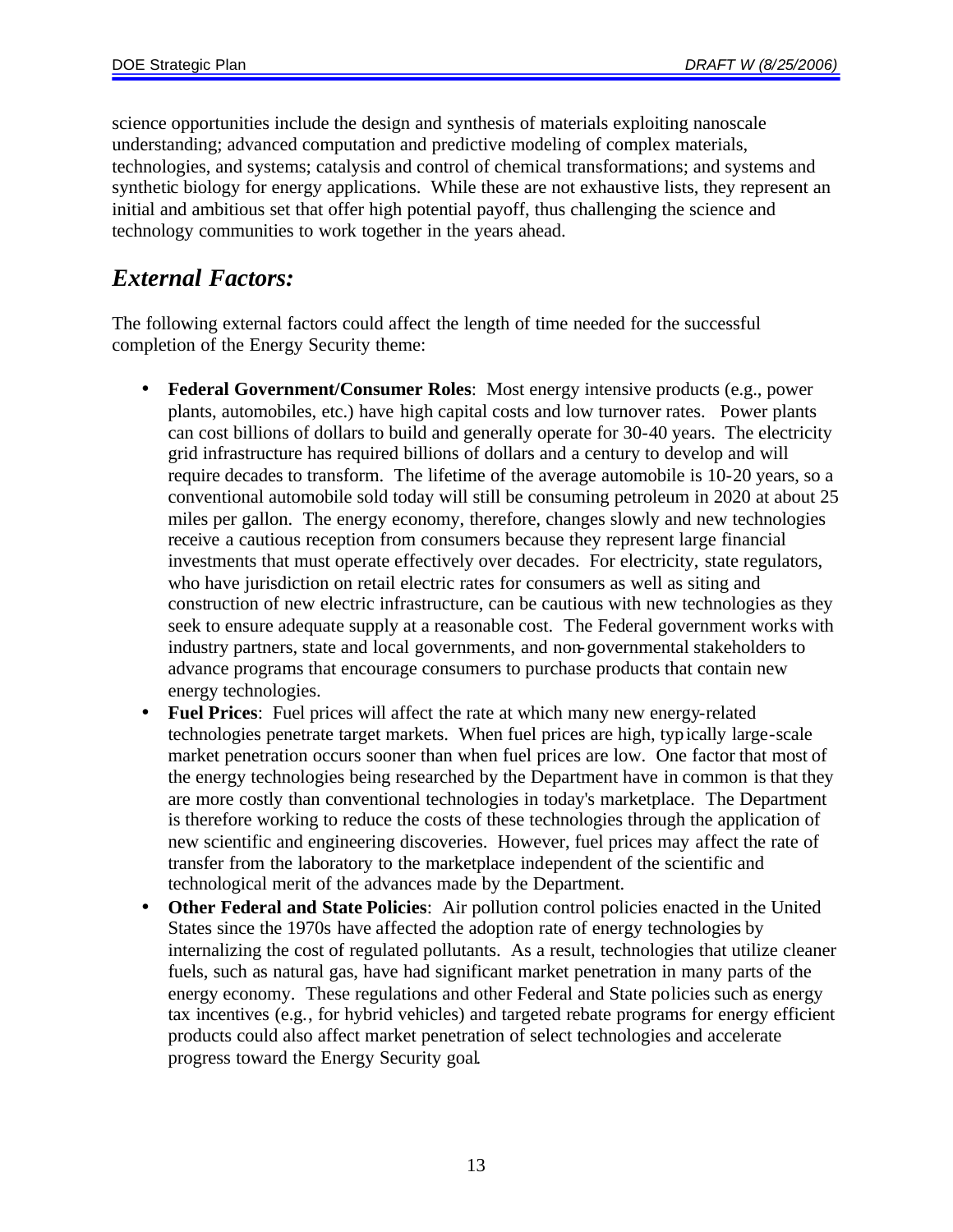science opportunities include the design and synthesis of materials exploiting nanoscale understanding; advanced computation and predictive modeling of complex materials, technologies, and systems; catalysis and control of chemical transformations; and systems and synthetic biology for energy applications. While these are not exhaustive lists, they represent an initial and ambitious set that offer high potential payoff, thus challenging the science and technology communities to work together in the years ahead.

## *External Factors:*

The following external factors could affect the length of time needed for the successful completion of the Energy Security theme:

- **Federal Government/Consumer Roles**: Most energy intensive products (e.g., power plants, automobiles, etc.) have high capital costs and low turnover rates. Power plants can cost billions of dollars to build and generally operate for 30-40 years. The electricity grid infrastructure has required billions of dollars and a century to develop and will require decades to transform. The lifetime of the average automobile is 10-20 years, so a conventional automobile sold today will still be consuming petroleum in 2020 at about 25 miles per gallon. The energy economy, therefore, changes slowly and new technologies receive a cautious reception from consumers because they represent large financial investments that must operate effectively over decades. For electricity, state regulators, who have jurisdiction on retail electric rates for consumers as well as siting and construction of new electric infrastructure, can be cautious with new technologies as they seek to ensure adequate supply at a reasonable cost. The Federal government works with industry partners, state and local governments, and non-governmental stakeholders to advance programs that encourage consumers to purchase products that contain new energy technologies.
- **Fuel Prices**: Fuel prices will affect the rate at which many new energy-related technologies penetrate target markets. When fuel prices are high, typically large-scale market penetration occurs sooner than when fuel prices are low. One factor that most of the energy technologies being researched by the Department have in common is that they are more costly than conventional technologies in today's marketplace. The Department is therefore working to reduce the costs of these technologies through the application of new scientific and engineering discoveries. However, fuel prices may affect the rate of transfer from the laboratory to the marketplace independent of the scientific and technological merit of the advances made by the Department.
- **Other Federal and State Policies**: Air pollution control policies enacted in the United States since the 1970s have affected the adoption rate of energy technologies by internalizing the cost of regulated pollutants. As a result, technologies that utilize cleaner fuels, such as natural gas, have had significant market penetration in many parts of the energy economy. These regulations and other Federal and State policies such as energy tax incentives (e.g., for hybrid vehicles) and targeted rebate programs for energy efficient products could also affect market penetration of select technologies and accelerate progress toward the Energy Security goal.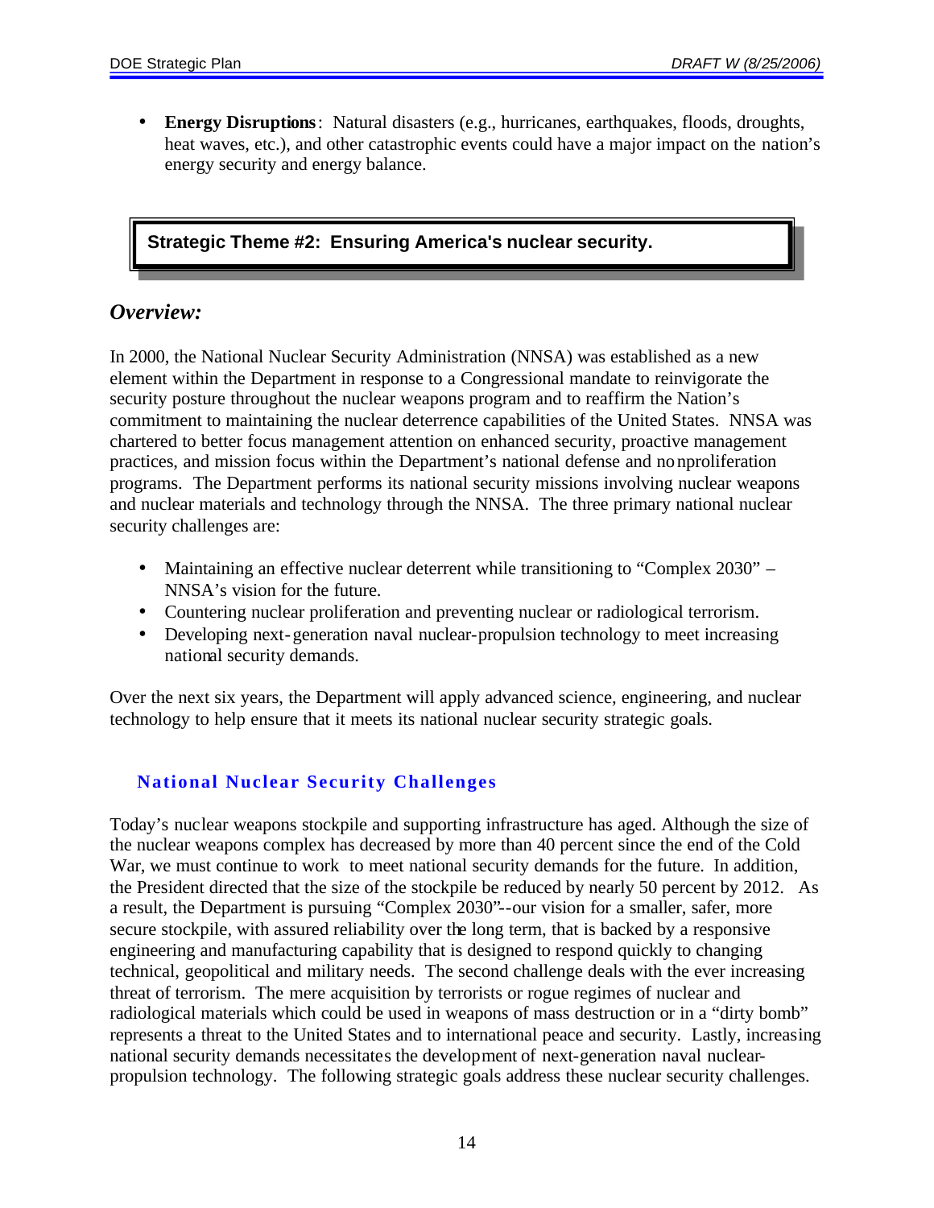- **Energy Disruptions**: Natural disasters (e.g., hurricanes, earthquakes, floods, droughts, heat waves, etc.), and other catastrophic events could have a major impact on the nation's energy security and energy balance.

## Strategic Theme #2: Ensuring America's nuclear security.

### *Overview:*

In 2000, the National Nuclear Security Administration (NNSA) was established as a new element within the Department in response to a Congressional mandate to reinvigorate the security posture throughout the nuclear weapons program and to reaffirm the Nation's commitment to maintaining the nuclear deterrence capabilities of the United States. NNSA was chartered to better focus management attention on enhanced security, proactive management practices, and mission focus within the Department's national defense and nonproliferation programs. The Department performs its national security missions involving nuclear weapons and nuclear materials and technology through the NNSA. The three primary national nuclear security challenges are:

- Maintaining an effective nuclear deterrent while transitioning to "Complex 2030" – NNSA's vision for the future.
- Countering nuclear proliferation and preventing nuclear or radiological terrorism.
- Developing next-generation naval nuclear-propulsion technology to meet increasing national security demands.

Over the next six years, the Department will apply advanced science, engineering, and nuclear technology to help ensure that it meets its national nuclear security strategic goals.

### National Nuclear Security Challenges

Today's nuclear weapons stockpile and supporting infrastructure has aged. Although the size of the nuclear weapons complex has decreased by more than 40 percent since the end of the Cold War, we must continue to work to meet national security demands for the future. In addition, the President directed that the size of the stockpile be reduced by nearly 50 percent by 2012. As a result, the Department is pursuing "Complex 2030"--our vision for a smaller, safer, more secure stockpile, with assured reliability over the long term, that is backed by a responsive engineering and manufacturing capability that is designed to respond quickly to changing technical, geopolitical and military needs. The second challenge deals with the ever increasing threat of terrorism. The mere acquisition by terrorists or rogue regimes of nuclear and radiological materials which could be used in weapons of mass destruction or in a "dirty bomb" represents a threat to the United States and to international peace and security. Lastly, increasing national security demands necessitates the development of next-generation naval nuclear-propulsion technology. The following strategic goals address these nuclear security challenges.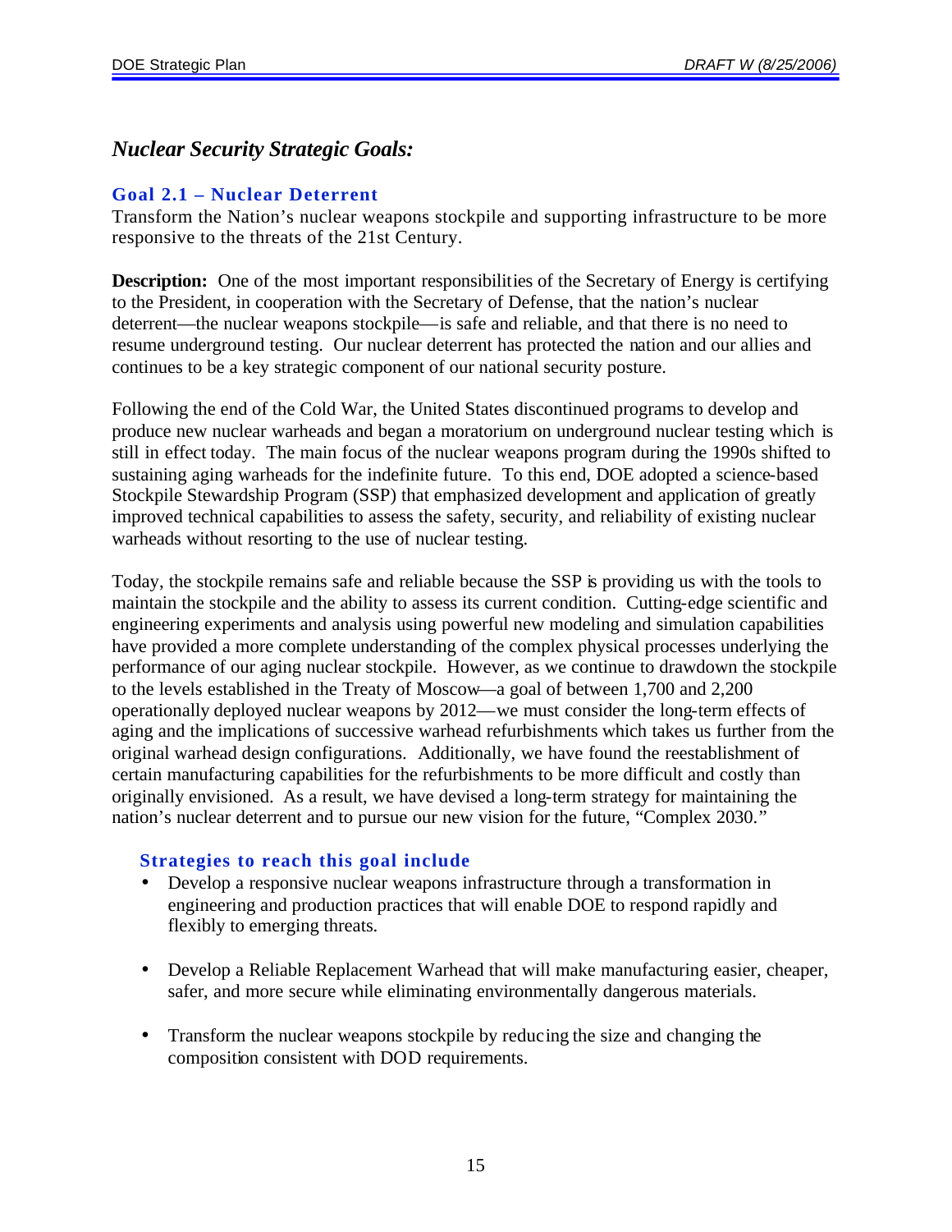## *Nuclear Security Strategic Goals:*

### Goal 2.1 – Nuclear Deterrent

Transform the Nation's nuclear weapons stockpile and supporting infrastructure to be more responsive to the threats of the 21st Century.

**Description:** One of the most important responsibilities of the Secretary of Energy is certifying to the President, in cooperation with the Secretary of Defense, that the nation's nuclear deterrent—the nuclear weapons stockpile—is safe and reliable, and that there is no need to resume underground testing. Our nuclear deterrent has protected the nation and our allies and continues to be a key strategic component of our national security posture.

Following the end of the Cold War, the United States discontinued programs to develop and produce new nuclear warheads and began a moratorium on underground nuclear testing which is still in effect today. The main focus of the nuclear weapons program during the 1990s shifted to sustaining aging warheads for the indefinite future. To this end, DOE adopted a science-based Stockpile Stewardship Program (SSP) that emphasized development and application of greatly improved technical capabilities to assess the safety, security, and reliability of existing nuclear warheads without resorting to the use of nuclear testing.

Today, the stockpile remains safe and reliable because the SSP is providing us with the tools to maintain the stockpile and the ability to assess its current condition. Cutting-edge scientific and engineering experiments and analysis using powerful new modeling and simulation capabilities have provided a more complete understanding of the complex physical processes underlying the performance of our aging nuclear stockpile. However, as we continue to drawdown the stockpile to the levels established in the Treaty of Moscow—a goal of between 1,700 and 2,200 operationally deployed nuclear weapons by 2012—we must consider the long-term effects of aging and the implications of successive warhead refurbishments which takes us further from the original warhead design configurations. Additionally, we have found the reestablishment of certain manufacturing capabilities for the refurbishments to be more difficult and costly than originally envisioned. As a result, we have devised a long-term strategy for maintaining the nation's nuclear deterrent and to pursue our new vision for the future, "Complex 2030."

#### Strategies to reach this goal include

- Develop a responsive nuclear weapons infrastructure through a transformation in engineering and production practices that will enable DOE to respond rapidly and flexibly to emerging threats.
- Develop a Reliable Replacement Warhead that will make manufacturing easier, cheaper, safer, and more secure while eliminating environmentally dangerous materials.
- Transform the nuclear weapons stockpile by reducing the size and changing the composition consistent with DOD requirements.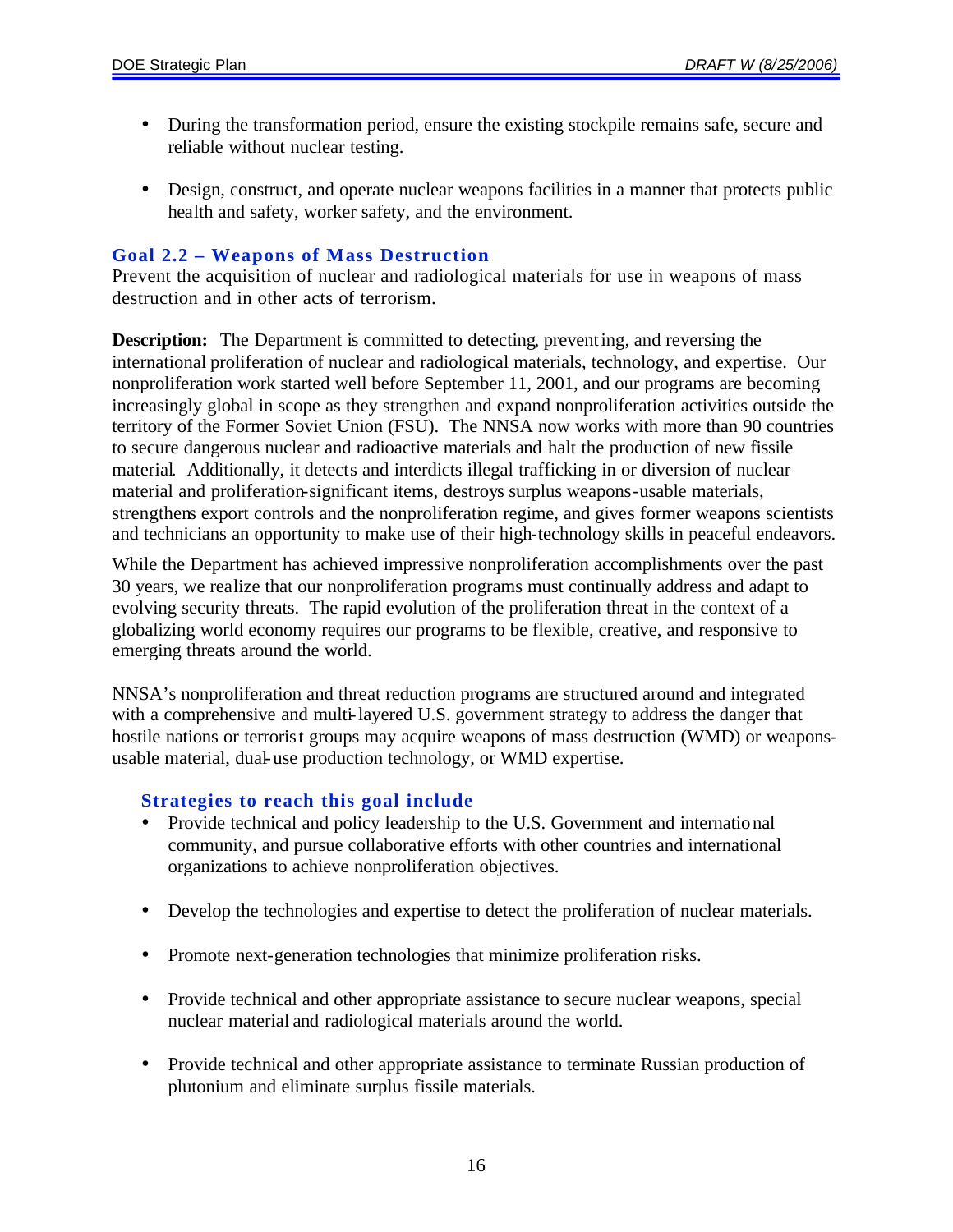- During the transformation period, ensure the existing stockpile remains safe, secure and reliable without nuclear testing.
- Design, construct, and operate nuclear weapons facilities in a manner that protects public health and safety, worker safety, and the environment.

### Goal 2.2 – Weapons of Mass Destruction

Prevent the acquisition of nuclear and radiological materials for use in weapons of mass destruction and in other acts of terrorism.

**Description:** The Department is committed to detecting, preventing, and reversing the international proliferation of nuclear and radiological materials, technology, and expertise. Our nonproliferation work started well before September 11, 2001, and our programs are becoming increasingly global in scope as they strengthen and expand nonproliferation activities outside the territory of the Former Soviet Union (FSU). The NNSA now works with more than 90 countries to secure dangerous nuclear and radioactive materials and halt the production of new fissile material. Additionally, it detects and interdicts illegal trafficking in or diversion of nuclear material and proliferation-significant items, destroys surplus weapons-usable materials, strengthens export controls and the nonproliferation regime, and gives former weapons scientists and technicians an opportunity to make use of their high-technology skills in peaceful endeavors.

While the Department has achieved impressive nonproliferation accomplishments over the past 30 years, we realize that our nonproliferation programs must continually address and adapt to evolving security threats. The rapid evolution of the proliferation threat in the context of a globalizing world economy requires our programs to be flexible, creative, and responsive to emerging threats around the world.

NNSA's nonproliferation and threat reduction programs are structured around and integrated with a comprehensive and multi-layered U.S. government strategy to address the danger that hostile nations or terrorist groups may acquire weapons of mass destruction (WMD) or weapons-usable material, dual-use production technology, or WMD expertise.

#### Strategies to reach this goal include

- Provide technical and policy leadership to the U.S. Government and international community, and pursue collaborative efforts with other countries and international organizations to achieve nonproliferation objectives.
- Develop the technologies and expertise to detect the proliferation of nuclear materials.
- Promote next-generation technologies that minimize proliferation risks.
- Provide technical and other appropriate assistance to secure nuclear weapons, special nuclear material and radiological materials around the world.
- Provide technical and other appropriate assistance to terminate Russian production of plutonium and eliminate surplus fissile materials.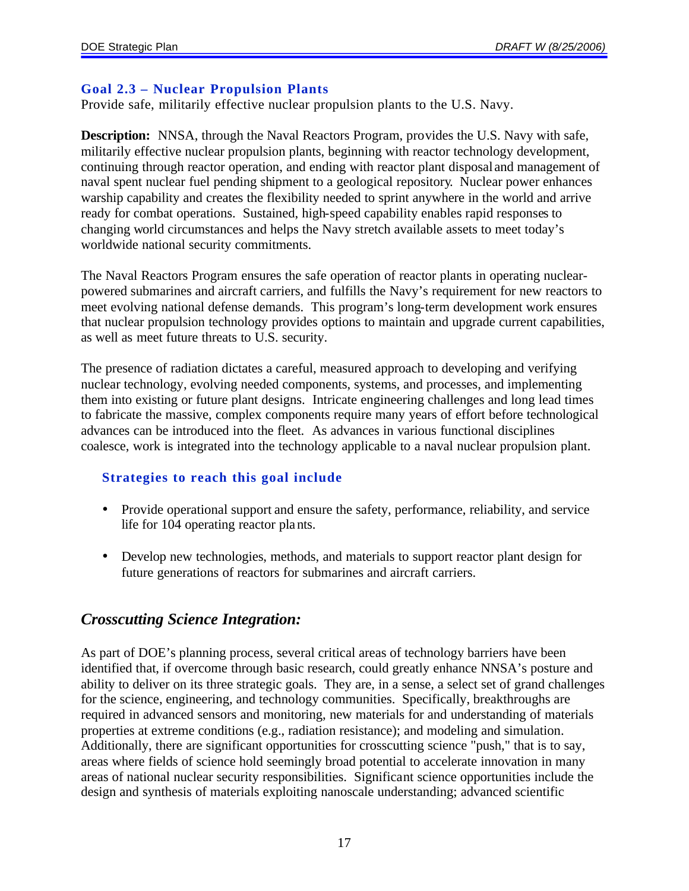### Goal 2.3 – Nuclear Propulsion Plants

Provide safe, militarily effective nuclear propulsion plants to the U.S. Navy.

**Description:** NNSA, through the Naval Reactors Program, provides the U.S. Navy with safe, militarily effective nuclear propulsion plants, beginning with reactor technology development, continuing through reactor operation, and ending with reactor plant disposal and management of naval spent nuclear fuel pending shipment to a geological repository. Nuclear power enhances warship capability and creates the flexibility needed to sprint anywhere in the world and arrive ready for combat operations. Sustained, high-speed capability enables rapid responses to changing world circumstances and helps the Navy stretch available assets to meet today's worldwide national security commitments.

The Naval Reactors Program ensures the safe operation of reactor plants in operating nuclear-powered submarines and aircraft carriers, and fulfills the Navy's requirement for new reactors to meet evolving national defense demands. This program's long-term development work ensures that nuclear propulsion technology provides options to maintain and upgrade current capabilities, as well as meet future threats to U.S. security.

The presence of radiation dictates a careful, measured approach to developing and verifying nuclear technology, evolving needed components, systems, and processes, and implementing them into existing or future plant designs. Intricate engineering challenges and long lead times to fabricate the massive, complex components require many years of effort before technological advances can be introduced into the fleet. As advances in various functional disciplines coalesce, work is integrated into the technology applicable to a naval nuclear propulsion plant.

#### Strategies to reach this goal include

- Provide operational support and ensure the safety, performance, reliability, and service life for 104 operating reactor plants.
- Develop new technologies, methods, and materials to support reactor plant design for future generations of reactors for submarines and aircraft carriers.

## *Crosscutting Science Integration:*

As part of DOE's planning process, several critical areas of technology barriers have been identified that, if overcome through basic research, could greatly enhance NNSA's posture and ability to deliver on its three strategic goals. They are, in a sense, a select set of grand challenges for the science, engineering, and technology communities. Specifically, breakthroughs are required in advanced sensors and monitoring, new materials for and understanding of materials properties at extreme conditions (e.g., radiation resistance); and modeling and simulation. Additionally, there are significant opportunities for crosscutting science "push," that is to say, areas where fields of science hold seemingly broad potential to accelerate innovation in many areas of national nuclear security responsibilities. Significant science opportunities include the design and synthesis of materials exploiting nanoscale understanding; advanced scientific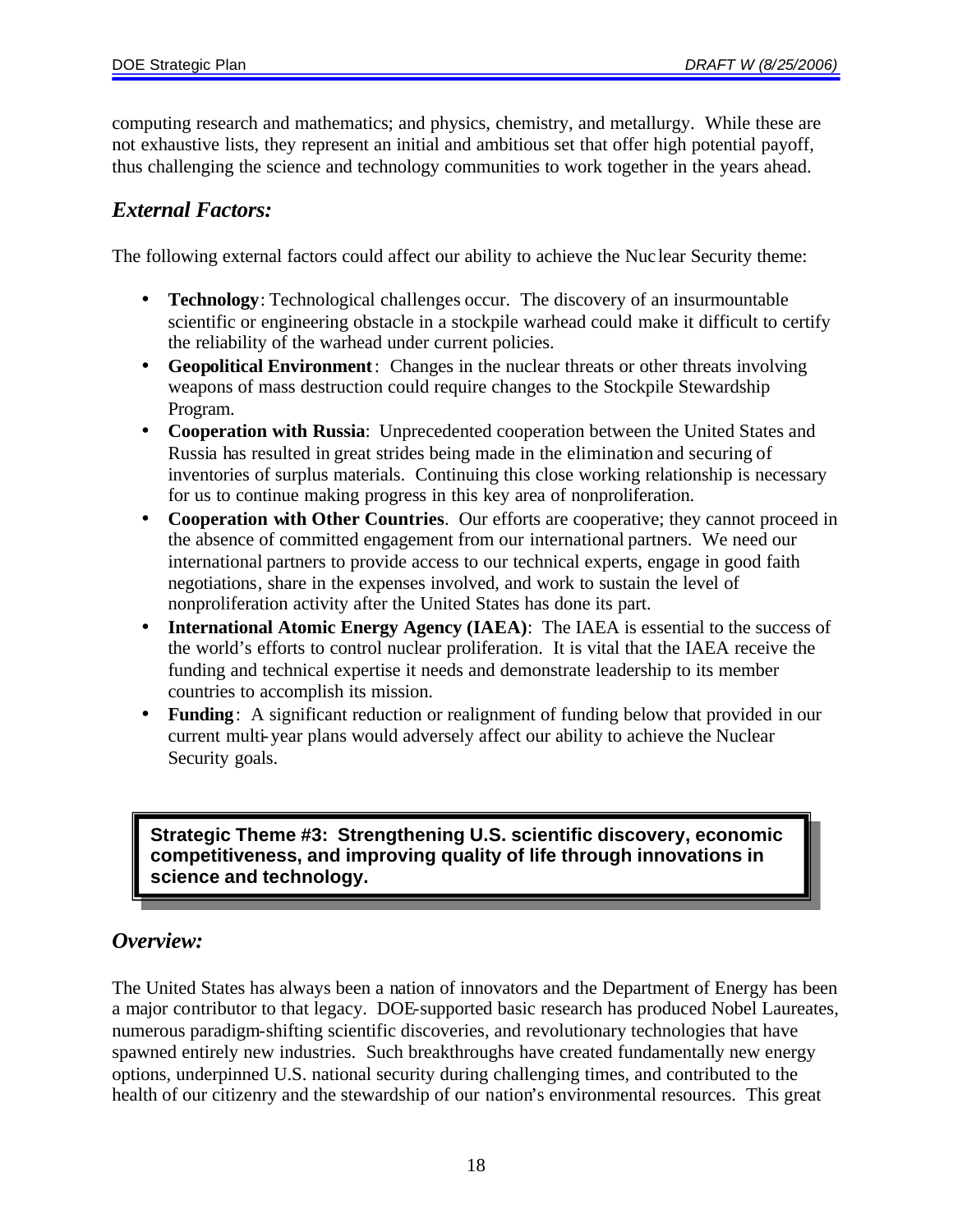computing research and mathematics; and physics, chemistry, and metallurgy. While these are not exhaustive lists, they represent an initial and ambitious set that offer high potential payoff, thus challenging the science and technology communities to work together in the years ahead.

## *External Factors:*

The following external factors could affect our ability to achieve the Nuclear Security theme:

- **Technology**: Technological challenges occur. The discovery of an insurmountable scientific or engineering obstacle in a stockpile warhead could make it difficult to certify the reliability of the warhead under current policies.
- **Geopolitical Environment**: Changes in the nuclear threats or other threats involving weapons of mass destruction could require changes to the Stockpile Stewardship Program.
- **Cooperation with Russia**: Unprecedented cooperation between the United States and Russia has resulted in great strides being made in the elimination and securing of inventories of surplus materials. Continuing this close working relationship is necessary for us to continue making progress in this key area of nonproliferation.
- **Cooperation with Other Countries**. Our efforts are cooperative; they cannot proceed in the absence of committed engagement from our international partners. We need our international partners to provide access to our technical experts, engage in good faith negotiations, share in the expenses involved, and work to sustain the level of nonproliferation activity after the United States has done its part.
- **International Atomic Energy Agency (IAEA)**: The IAEA is essential to the success of the world's efforts to control nuclear proliferation. It is vital that the IAEA receive the funding and technical expertise it needs and demonstrate leadership to its member countries to accomplish its mission.
- **Funding**: A significant reduction or realignment of funding below that provided in our current multi-year plans would adversely affect our ability to achieve the Nuclear Security goals.

**Strategic Theme #3: Strengthening U.S. scientific discovery, economic competitiveness, and improving quality of life through innovations in science and technology.**

## *Overview:*

The United States has always been a nation of innovators and the Department of Energy has been a major contributor to that legacy. DOE-supported basic research has produced Nobel Laureates, numerous paradigm-shifting scientific discoveries, and revolutionary technologies that have spawned entirely new industries. Such breakthroughs have created fundamentally new energy options, underpinned U.S. national security during challenging times, and contributed to the health of our citizenry and the stewardship of our nation's environmental resources. This great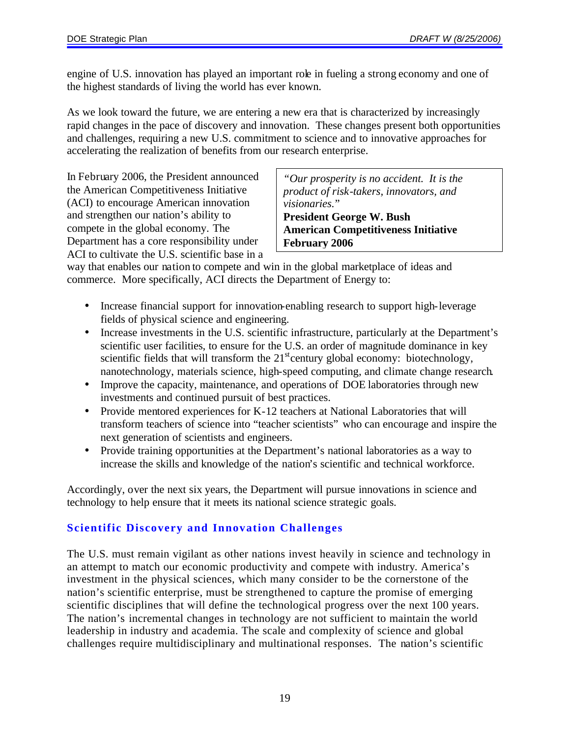engine of U.S. innovation has played an important role in fueling a strong economy and one of the highest standards of living the world has ever known.

As we look toward the future, we are entering a new era that is characterized by increasingly rapid changes in the pace of discovery and innovation. These changes present both opportunities and challenges, requiring a new U.S. commitment to science and to innovative approaches for accelerating the realization of benefits from our research enterprise.

> *"Our prosperity is no accident. It is the product of risk-takers, innovators, and visionaries."*
> **President George W. Bush**
> **American Competitiveness Initiative**
> **February 2006**

In February 2006, the President announced the American Competitiveness Initiative (ACI) to encourage American innovation and strengthen our nation's ability to compete in the global economy. The Department has a core responsibility under ACI to cultivate the U.S. scientific base in a way that enables our nation to compete and win in the global marketplace of ideas and commerce. More specifically, ACI directs the Department of Energy to:

- Increase financial support for innovation-enabling research to support high-leverage fields of physical science and engineering.
- Increase investments in the U.S. scientific infrastructure, particularly at the Department's scientific user facilities, to ensure for the U.S. an order of magnitude dominance in key scientific fields that will transform the 21st century global economy: biotechnology, nanotechnology, materials science, high-speed computing, and climate change research.
- Improve the capacity, maintenance, and operations of DOE laboratories through new investments and continued pursuit of best practices.
- Provide mentored experiences for K-12 teachers at National Laboratories that will transform teachers of science into "teacher scientists" who can encourage and inspire the next generation of scientists and engineers.
- Provide training opportunities at the Department's national laboratories as a way to increase the skills and knowledge of the nation's scientific and technical workforce.

Accordingly, over the next six years, the Department will pursue innovations in science and technology to help ensure that it meets its national science strategic goals.

## Scientific Discovery and Innovation Challenges

The U.S. must remain vigilant as other nations invest heavily in science and technology in an attempt to match our economic productivity and compete with industry. America's investment in the physical sciences, which many consider to be the cornerstone of the nation's scientific enterprise, must be strengthened to capture the promise of emerging scientific disciplines that will define the technological progress over the next 100 years. The nation's incremental changes in technology are not sufficient to maintain the world leadership in industry and academia. The scale and complexity of science and global challenges require multidisciplinary and multinational responses. The nation's scientific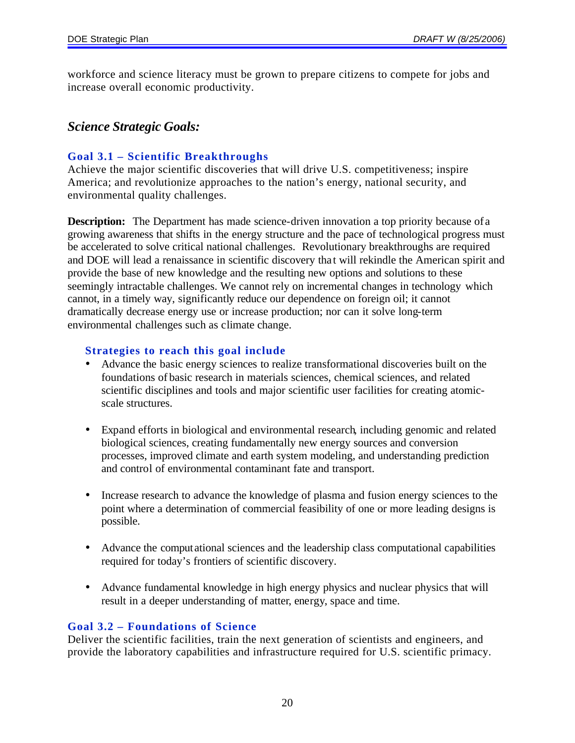workforce and science literacy must be grown to prepare citizens to compete for jobs and increase overall economic productivity.

## *Science Strategic Goals:*

### Goal 3.1 – Scientific Breakthroughs

Achieve the major scientific discoveries that will drive U.S. competitiveness; inspire America; and revolutionize approaches to the nation's energy, national security, and environmental quality challenges.

**Description:** The Department has made science-driven innovation a top priority because of a growing awareness that shifts in the energy structure and the pace of technological progress must be accelerated to solve critical national challenges. Revolutionary breakthroughs are required and DOE will lead a renaissance in scientific discovery that will rekindle the American spirit and provide the base of new knowledge and the resulting new options and solutions to these seemingly intractable challenges. We cannot rely on incremental changes in technology which cannot, in a timely way, significantly reduce our dependence on foreign oil; it cannot dramatically decrease energy use or increase production; nor can it solve long-term environmental challenges such as climate change.

#### Strategies to reach this goal include

- Advance the basic energy sciences to realize transformational discoveries built on the foundations of basic research in materials sciences, chemical sciences, and related scientific disciplines and tools and major scientific user facilities for creating atomic-scale structures.

- Expand efforts in biological and environmental research, including genomic and related biological sciences, creating fundamentally new energy sources and conversion processes, improved climate and earth system modeling, and understanding prediction and control of environmental contaminant fate and transport.

- Increase research to advance the knowledge of plasma and fusion energy sciences to the point where a determination of commercial feasibility of one or more leading designs is possible.

- Advance the computational sciences and the leadership class computational capabilities required for today's frontiers of scientific discovery.

- Advance fundamental knowledge in high energy physics and nuclear physics that will result in a deeper understanding of matter, energy, space and time.

### Goal 3.2 – Foundations of Science

Deliver the scientific facilities, train the next generation of scientists and engineers, and provide the laboratory capabilities and infrastructure required for U.S. scientific primacy.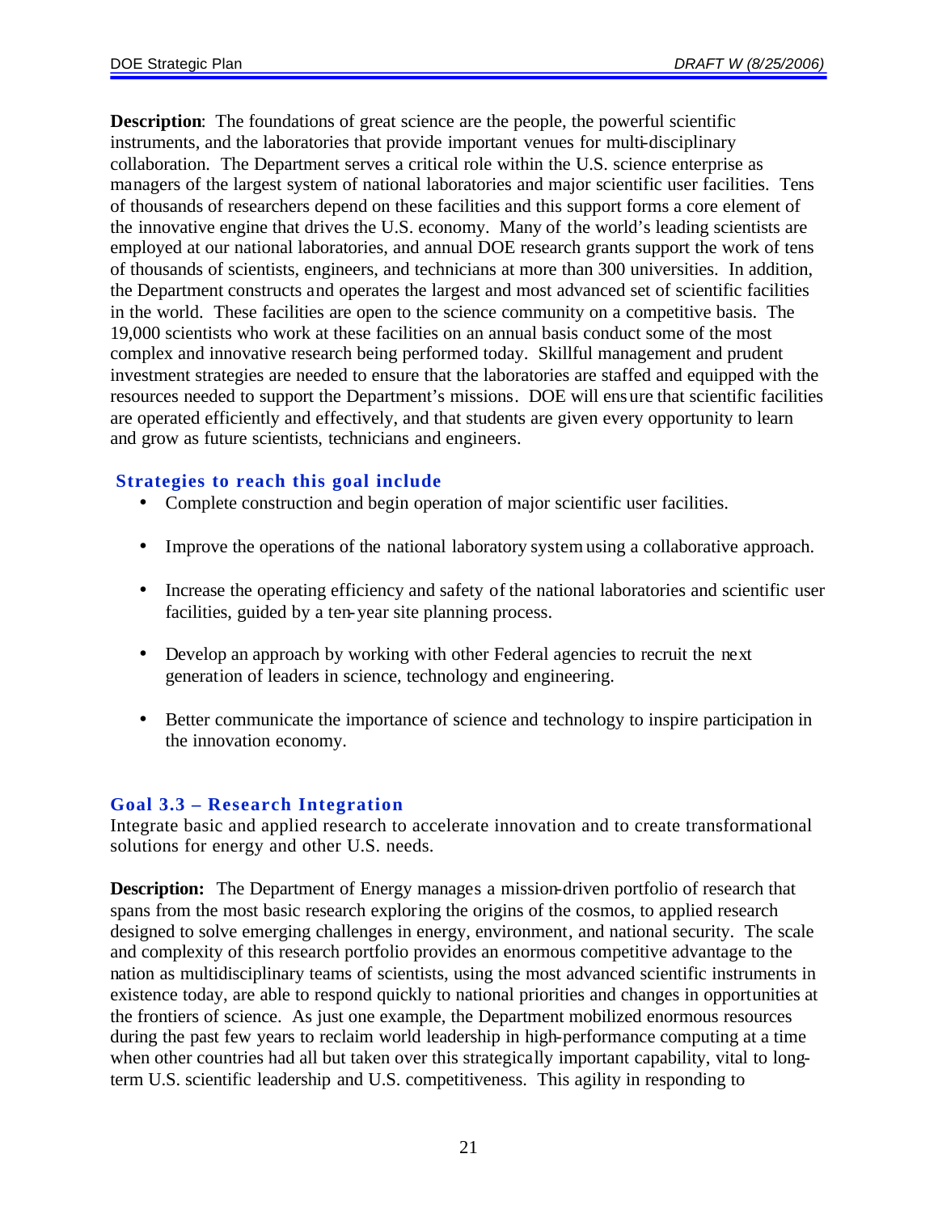**Description**: The foundations of great science are the people, the powerful scientific instruments, and the laboratories that provide important venues for multi-disciplinary collaboration. The Department serves a critical role within the U.S. science enterprise as managers of the largest system of national laboratories and major scientific user facilities. Tens of thousands of researchers depend on these facilities and this support forms a core element of the innovative engine that drives the U.S. economy. Many of the world's leading scientists are employed at our national laboratories, and annual DOE research grants support the work of tens of thousands of scientists, engineers, and technicians at more than 300 universities. In addition, the Department constructs and operates the largest and most advanced set of scientific facilities in the world. These facilities are open to the science community on a competitive basis. The 19,000 scientists who work at these facilities on an annual basis conduct some of the most complex and innovative research being performed today. Skillful management and prudent investment strategies are needed to ensure that the laboratories are staffed and equipped with the resources needed to support the Department's missions. DOE will ensure that scientific facilities are operated efficiently and effectively, and that students are given every opportunity to learn and grow as future scientists, technicians and engineers.

### Strategies to reach this goal include

- Complete construction and begin operation of major scientific user facilities.
- Improve the operations of the national laboratory system using a collaborative approach.
- Increase the operating efficiency and safety of the national laboratories and scientific user facilities, guided by a ten-year site planning process.
- Develop an approach by working with other Federal agencies to recruit the next generation of leaders in science, technology and engineering.
- Better communicate the importance of science and technology to inspire participation in the innovation economy.

## Goal 3.3 – Research Integration

Integrate basic and applied research to accelerate innovation and to create transformational solutions for energy and other U.S. needs.

**Description:** The Department of Energy manages a mission-driven portfolio of research that spans from the most basic research exploring the origins of the cosmos, to applied research designed to solve emerging challenges in energy, environment, and national security. The scale and complexity of this research portfolio provides an enormous competitive advantage to the nation as multidisciplinary teams of scientists, using the most advanced scientific instruments in existence today, are able to respond quickly to national priorities and changes in opportunities at the frontiers of science. As just one example, the Department mobilized enormous resources during the past few years to reclaim world leadership in high-performance computing at a time when other countries had all but taken over this strategically important capability, vital to long-term U.S. scientific leadership and U.S. competitiveness. This agility in responding to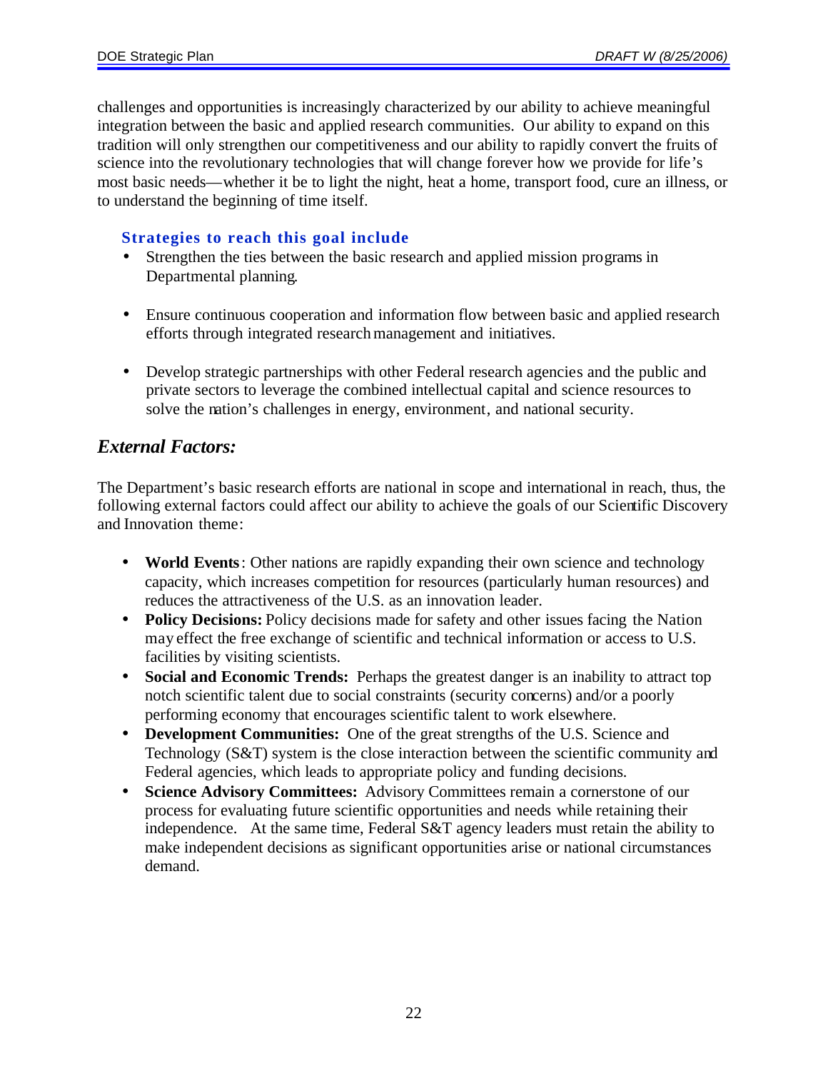challenges and opportunities is increasingly characterized by our ability to achieve meaningful integration between the basic and applied research communities. Our ability to expand on this tradition will only strengthen our competitiveness and our ability to rapidly convert the fruits of science into the revolutionary technologies that will change forever how we provide for life's most basic needs—whether it be to light the night, heat a home, transport food, cure an illness, or to understand the beginning of time itself.

### Strategies to reach this goal include

- Strengthen the ties between the basic research and applied mission programs in Departmental planning.
- Ensure continuous cooperation and information flow between basic and applied research efforts through integrated research management and initiatives.
- Develop strategic partnerships with other Federal research agencies and the public and private sectors to leverage the combined intellectual capital and science resources to solve the nation's challenges in energy, environment, and national security.

## *External Factors:*

The Department's basic research efforts are national in scope and international in reach, thus, the following external factors could affect our ability to achieve the goals of our Scientific Discovery and Innovation theme:

- **World Events**: Other nations are rapidly expanding their own science and technology capacity, which increases competition for resources (particularly human resources) and reduces the attractiveness of the U.S. as an innovation leader.
- **Policy Decisions:** Policy decisions made for safety and other issues facing the Nation may effect the free exchange of scientific and technical information or access to U.S. facilities by visiting scientists.
- **Social and Economic Trends:** Perhaps the greatest danger is an inability to attract top notch scientific talent due to social constraints (security concerns) and/or a poorly performing economy that encourages scientific talent to work elsewhere.
- **Development Communities:** One of the great strengths of the U.S. Science and Technology (S&T) system is the close interaction between the scientific community and Federal agencies, which leads to appropriate policy and funding decisions.
- **Science Advisory Committees:** Advisory Committees remain a cornerstone of our process for evaluating future scientific opportunities and needs while retaining their independence. At the same time, Federal S&T agency leaders must retain the ability to make independent decisions as significant opportunities arise or national circumstances demand.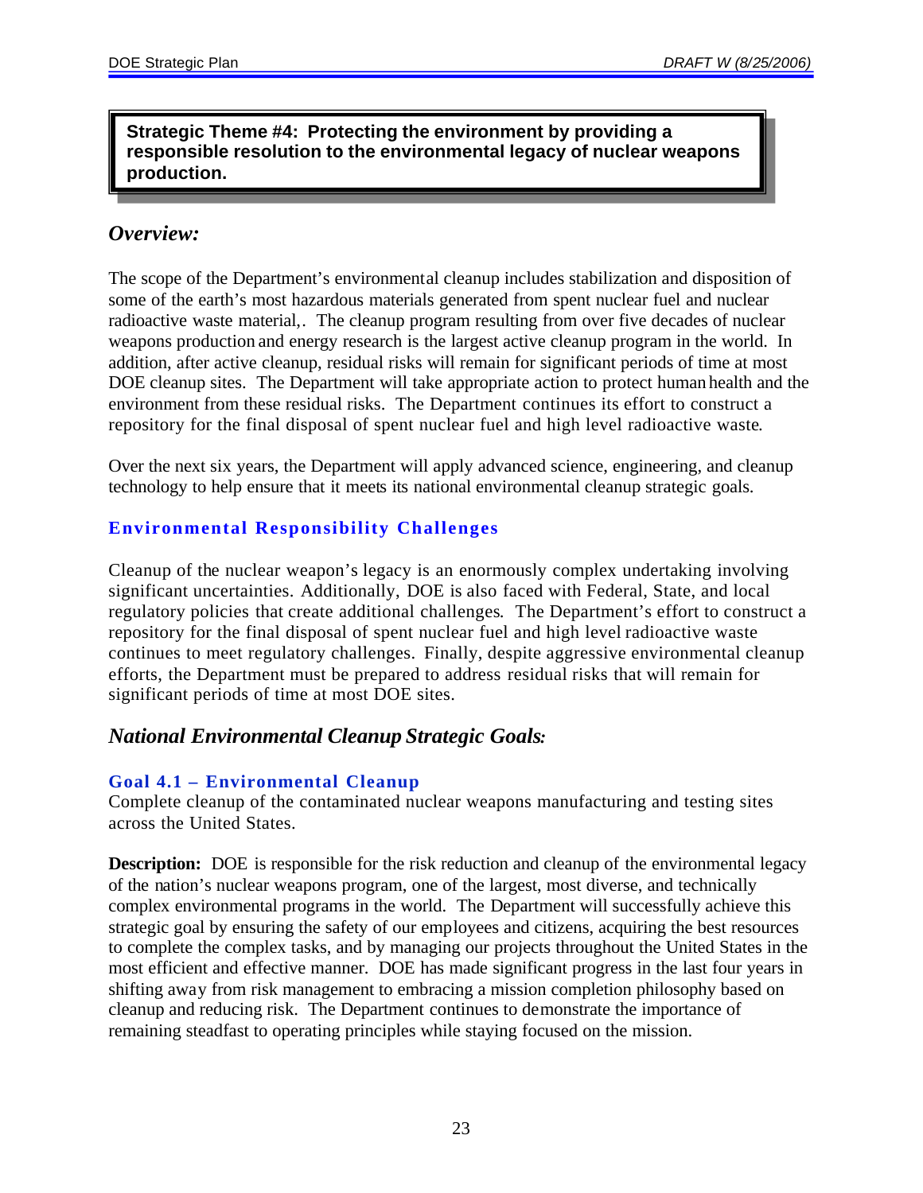**Strategic Theme #4: Protecting the environment by providing a responsible resolution to the environmental legacy of nuclear weapons production.**

## *Overview:*

The scope of the Department's environmental cleanup includes stabilization and disposition of some of the earth's most hazardous materials generated from spent nuclear fuel and nuclear radioactive waste material,. The cleanup program resulting from over five decades of nuclear weapons production and energy research is the largest active cleanup program in the world. In addition, after active cleanup, residual risks will remain for significant periods of time at most DOE cleanup sites. The Department will take appropriate action to protect human health and the environment from these residual risks. The Department continues its effort to construct a repository for the final disposal of spent nuclear fuel and high level radioactive waste.

Over the next six years, the Department will apply advanced science, engineering, and cleanup technology to help ensure that it meets its national environmental cleanup strategic goals.

### Environmental Responsibility Challenges

Cleanup of the nuclear weapon's legacy is an enormously complex undertaking involving significant uncertainties. Additionally, DOE is also faced with Federal, State, and local regulatory policies that create additional challenges. The Department's effort to construct a repository for the final disposal of spent nuclear fuel and high level radioactive waste continues to meet regulatory challenges. Finally, despite aggressive environmental cleanup efforts, the Department must be prepared to address residual risks that will remain for significant periods of time at most DOE sites.

## *National Environmental Cleanup Strategic Goals:*

### Goal 4.1 – Environmental Cleanup

Complete cleanup of the contaminated nuclear weapons manufacturing and testing sites across the United States.

**Description:** DOE is responsible for the risk reduction and cleanup of the environmental legacy of the nation's nuclear weapons program, one of the largest, most diverse, and technically complex environmental programs in the world. The Department will successfully achieve this strategic goal by ensuring the safety of our employees and citizens, acquiring the best resources to complete the complex tasks, and by managing our projects throughout the United States in the most efficient and effective manner. DOE has made significant progress in the last four years in shifting away from risk management to embracing a mission completion philosophy based on cleanup and reducing risk. The Department continues to demonstrate the importance of remaining steadfast to operating principles while staying focused on the mission.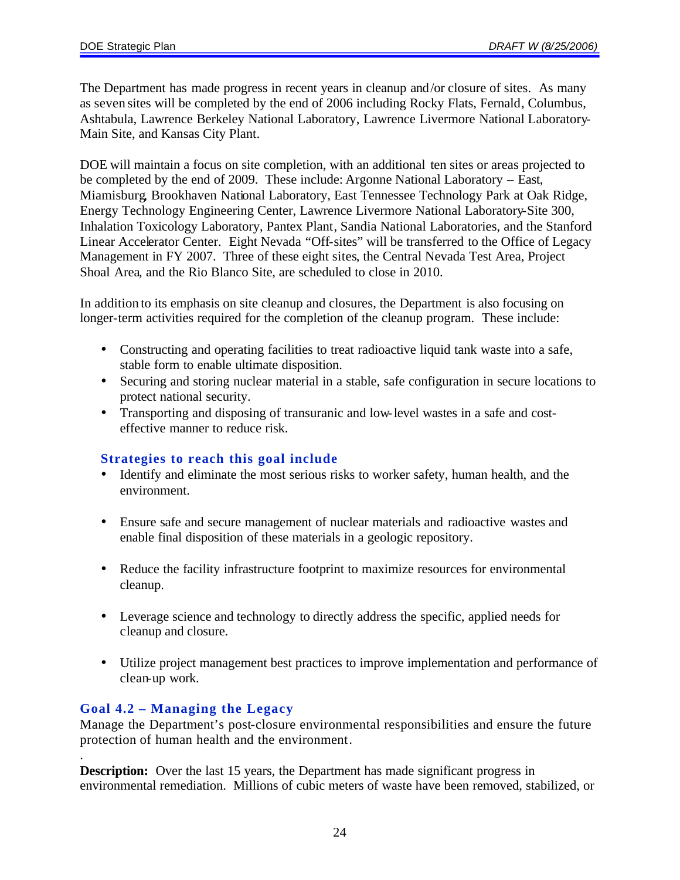The Department has made progress in recent years in cleanup and/or closure of sites. As many as seven sites will be completed by the end of 2006 including Rocky Flats, Fernald, Columbus, Ashtabula, Lawrence Berkeley National Laboratory, Lawrence Livermore National Laboratory-Main Site, and Kansas City Plant.

DOE will maintain a focus on site completion, with an additional ten sites or areas projected to be completed by the end of 2009. These include: Argonne National Laboratory – East, Miamisburg, Brookhaven National Laboratory, East Tennessee Technology Park at Oak Ridge, Energy Technology Engineering Center, Lawrence Livermore National Laboratory-Site 300, Inhalation Toxicology Laboratory, Pantex Plant, Sandia National Laboratories, and the Stanford Linear Accelerator Center. Eight Nevada "Off-sites" will be transferred to the Office of Legacy Management in FY 2007. Three of these eight sites, the Central Nevada Test Area, Project Shoal Area, and the Rio Blanco Site, are scheduled to close in 2010.

In addition to its emphasis on site cleanup and closures, the Department is also focusing on longer-term activities required for the completion of the cleanup program. These include:

- Constructing and operating facilities to treat radioactive liquid tank waste into a safe, stable form to enable ultimate disposition.
- Securing and storing nuclear material in a stable, safe configuration in secure locations to protect national security.
- Transporting and disposing of transuranic and low-level wastes in a safe and cost-effective manner to reduce risk.

### Strategies to reach this goal include

- Identify and eliminate the most serious risks to worker safety, human health, and the environment.
- Ensure safe and secure management of nuclear materials and radioactive wastes and enable final disposition of these materials in a geologic repository.
- Reduce the facility infrastructure footprint to maximize resources for environmental cleanup.
- Leverage science and technology to directly address the specific, applied needs for cleanup and closure.
- Utilize project management best practices to improve implementation and performance of clean-up work.

## Goal 4.2 – Managing the Legacy

Manage the Department's post-closure environmental responsibilities and ensure the future protection of human health and the environment.

**Description:** Over the last 15 years, the Department has made significant progress in environmental remediation. Millions of cubic meters of waste have been removed, stabilized, or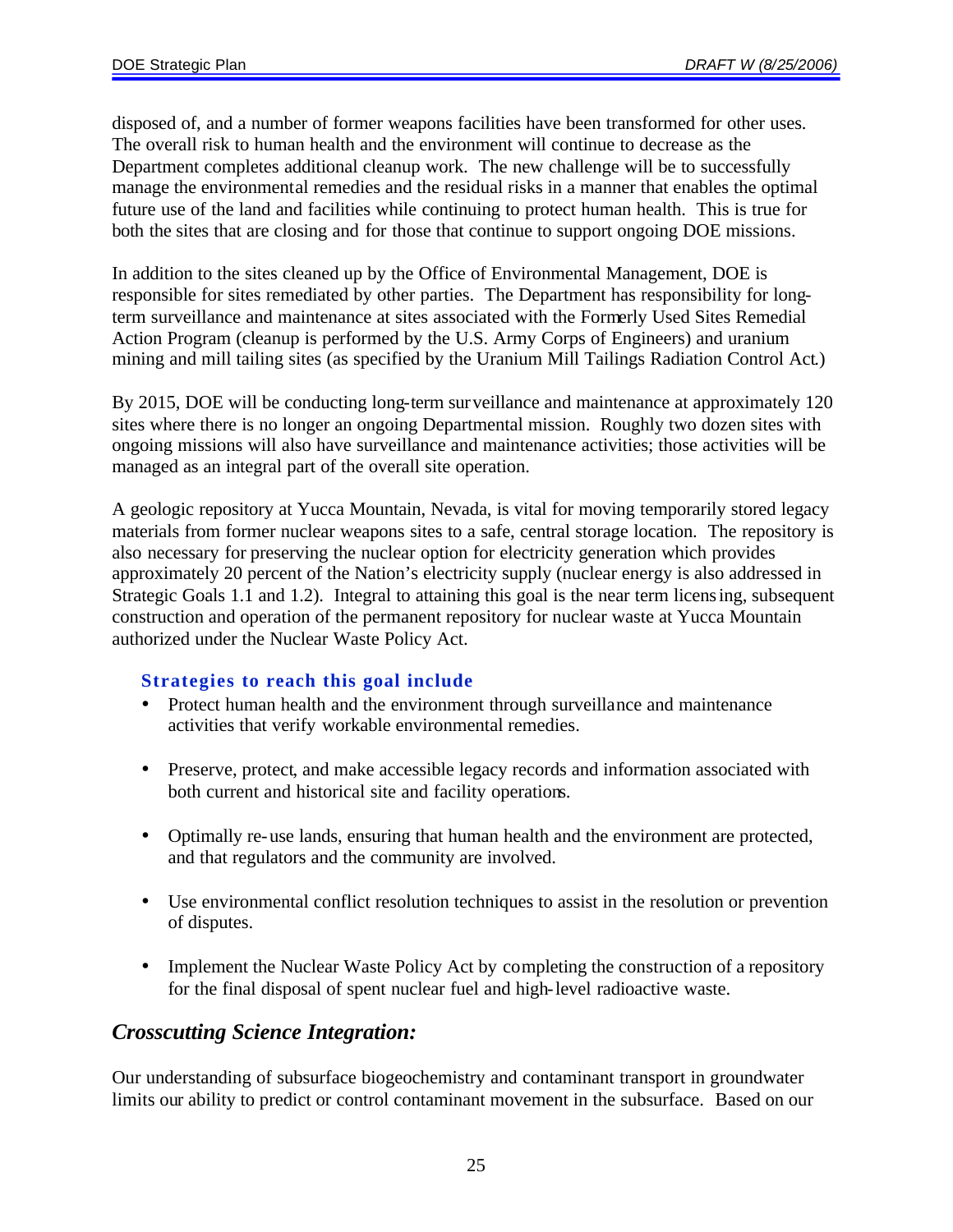disposed of, and a number of former weapons facilities have been transformed for other uses. The overall risk to human health and the environment will continue to decrease as the Department completes additional cleanup work. The new challenge will be to successfully manage the environmental remedies and the residual risks in a manner that enables the optimal future use of the land and facilities while continuing to protect human health. This is true for both the sites that are closing and for those that continue to support ongoing DOE missions.

In addition to the sites cleaned up by the Office of Environmental Management, DOE is responsible for sites remediated by other parties. The Department has responsibility for long-term surveillance and maintenance at sites associated with the Formerly Used Sites Remedial Action Program (cleanup is performed by the U.S. Army Corps of Engineers) and uranium mining and mill tailing sites (as specified by the Uranium Mill Tailings Radiation Control Act.)

By 2015, DOE will be conducting long-term surveillance and maintenance at approximately 120 sites where there is no longer an ongoing Departmental mission. Roughly two dozen sites with ongoing missions will also have surveillance and maintenance activities; those activities will be managed as an integral part of the overall site operation.

A geologic repository at Yucca Mountain, Nevada, is vital for moving temporarily stored legacy materials from former nuclear weapons sites to a safe, central storage location. The repository is also necessary for preserving the nuclear option for electricity generation which provides approximately 20 percent of the Nation's electricity supply (nuclear energy is also addressed in Strategic Goals 1.1 and 1.2). Integral to attaining this goal is the near term licensing, subsequent construction and operation of the permanent repository for nuclear waste at Yucca Mountain authorized under the Nuclear Waste Policy Act.

**Strategies to reach this goal include**

- Protect human health and the environment through surveillance and maintenance activities that verify workable environmental remedies.
- Preserve, protect, and make accessible legacy records and information associated with both current and historical site and facility operations.
- Optimally re-use lands, ensuring that human health and the environment are protected, and that regulators and the community are involved.
- Use environmental conflict resolution techniques to assist in the resolution or prevention of disputes.
- Implement the Nuclear Waste Policy Act by completing the construction of a repository for the final disposal of spent nuclear fuel and high-level radioactive waste.

## *Crosscutting Science Integration:*

Our understanding of subsurface biogeochemistry and contaminant transport in groundwater limits our ability to predict or control contaminant movement in the subsurface. Based on our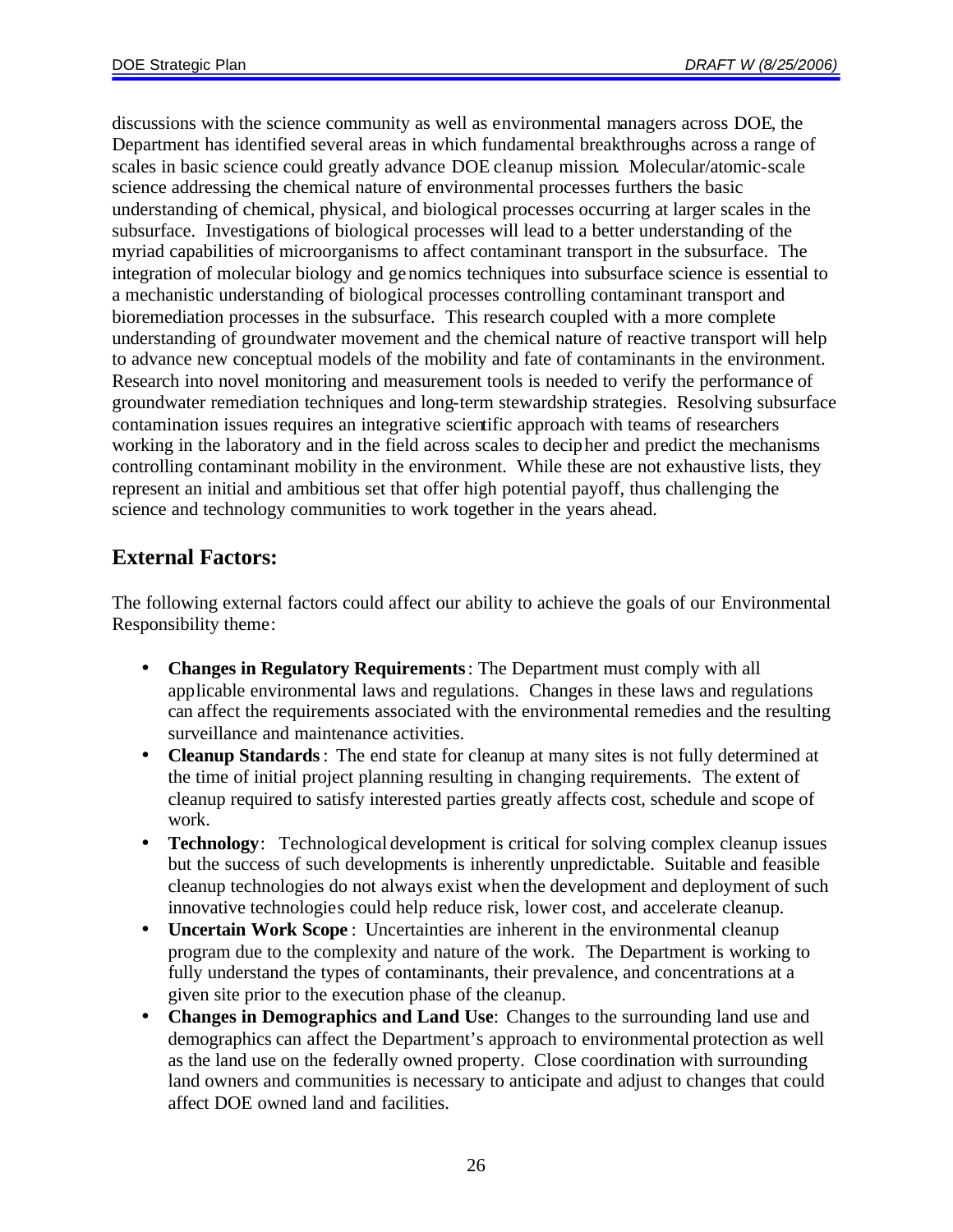discussions with the science community as well as environmental managers across DOE, the Department has identified several areas in which fundamental breakthroughs across a range of scales in basic science could greatly advance DOE cleanup mission. Molecular/atomic-scale science addressing the chemical nature of environmental processes furthers the basic understanding of chemical, physical, and biological processes occurring at larger scales in the subsurface. Investigations of biological processes will lead to a better understanding of the myriad capabilities of microorganisms to affect contaminant transport in the subsurface. The integration of molecular biology and genomics techniques into subsurface science is essential to a mechanistic understanding of biological processes controlling contaminant transport and bioremediation processes in the subsurface. This research coupled with a more complete understanding of groundwater movement and the chemical nature of reactive transport will help to advance new conceptual models of the mobility and fate of contaminants in the environment. Research into novel monitoring and measurement tools is needed to verify the performance of groundwater remediation techniques and long-term stewardship strategies. Resolving subsurface contamination issues requires an integrative scientific approach with teams of researchers working in the laboratory and in the field across scales to decipher and predict the mechanisms controlling contaminant mobility in the environment. While these are not exhaustive lists, they represent an initial and ambitious set that offer high potential payoff, thus challenging the science and technology communities to work together in the years ahead.

## External Factors:

The following external factors could affect our ability to achieve the goals of our Environmental Responsibility theme:

- **Changes in Regulatory Requirements**: The Department must comply with all applicable environmental laws and regulations. Changes in these laws and regulations can affect the requirements associated with the environmental remedies and the resulting surveillance and maintenance activities.
- **Cleanup Standards**: The end state for cleanup at many sites is not fully determined at the time of initial project planning resulting in changing requirements. The extent of cleanup required to satisfy interested parties greatly affects cost, schedule and scope of work.
- **Technology**: Technological development is critical for solving complex cleanup issues but the success of such developments is inherently unpredictable. Suitable and feasible cleanup technologies do not always exist when the development and deployment of such innovative technologies could help reduce risk, lower cost, and accelerate cleanup.
- **Uncertain Work Scope**: Uncertainties are inherent in the environmental cleanup program due to the complexity and nature of the work. The Department is working to fully understand the types of contaminants, their prevalence, and concentrations at a given site prior to the execution phase of the cleanup.
- **Changes in Demographics and Land Use**: Changes to the surrounding land use and demographics can affect the Department's approach to environmental protection as well as the land use on the federally owned property. Close coordination with surrounding land owners and communities is necessary to anticipate and adjust to changes that could affect DOE owned land and facilities.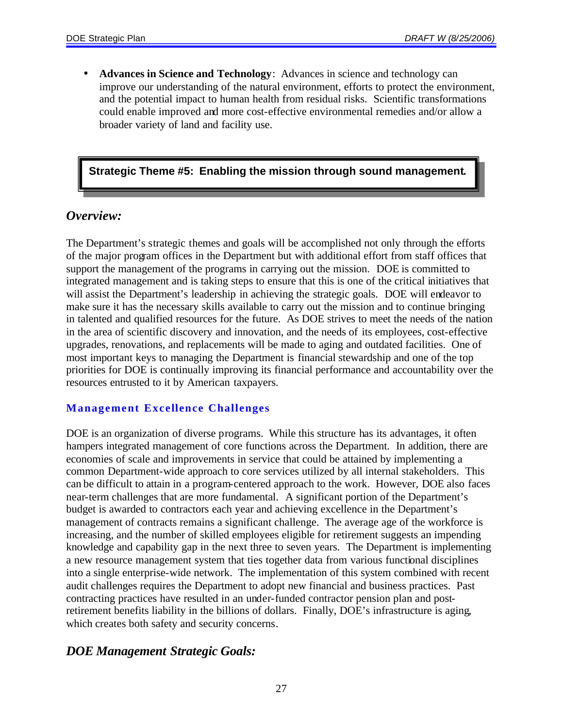- **Advances in Science and Technology**: Advances in science and technology can improve our understanding of the natural environment, efforts to protect the environment, and the potential impact to human health from residual risks. Scientific transformations could enable improved and more cost-effective environmental remedies and/or allow a broader variety of land and facility use.

**Strategic Theme #5: Enabling the mission through sound management.**

## *Overview:*

The Department's strategic themes and goals will be accomplished not only through the efforts of the major program offices in the Department but with additional effort from staff offices that support the management of the programs in carrying out the mission. DOE is committed to integrated management and is taking steps to ensure that this is one of the critical initiatives that will assist the Department's leadership in achieving the strategic goals. DOE will endeavor to make sure it has the necessary skills available to carry out the mission and to continue bringing in talented and qualified resources for the future. As DOE strives to meet the needs of the nation in the area of scientific discovery and innovation, and the needs of its employees, cost-effective upgrades, renovations, and replacements will be made to aging and outdated facilities. One of most important keys to managing the Department is financial stewardship and one of the top priorities for DOE is continually improving its financial performance and accountability over the resources entrusted to it by American taxpayers.

### Management Excellence Challenges

DOE is an organization of diverse programs. While this structure has its advantages, it often hampers integrated management of core functions across the Department. In addition, there are economies of scale and improvements in service that could be attained by implementing a common Department-wide approach to core services utilized by all internal stakeholders. This can be difficult to attain in a program-centered approach to the work. However, DOE also faces near-term challenges that are more fundamental. A significant portion of the Department's budget is awarded to contractors each year and achieving excellence in the Department's management of contracts remains a significant challenge. The average age of the workforce is increasing, and the number of skilled employees eligible for retirement suggests an impending knowledge and capability gap in the next three to seven years. The Department is implementing a new resource management system that ties together data from various functional disciplines into a single enterprise-wide network. The implementation of this system combined with recent audit challenges requires the Department to adopt new financial and business practices. Past contracting practices have resulted in an under-funded contractor pension plan and post-retirement benefits liability in the billions of dollars. Finally, DOE's infrastructure is aging, which creates both safety and security concerns.

## *DOE Management Strategic Goals:*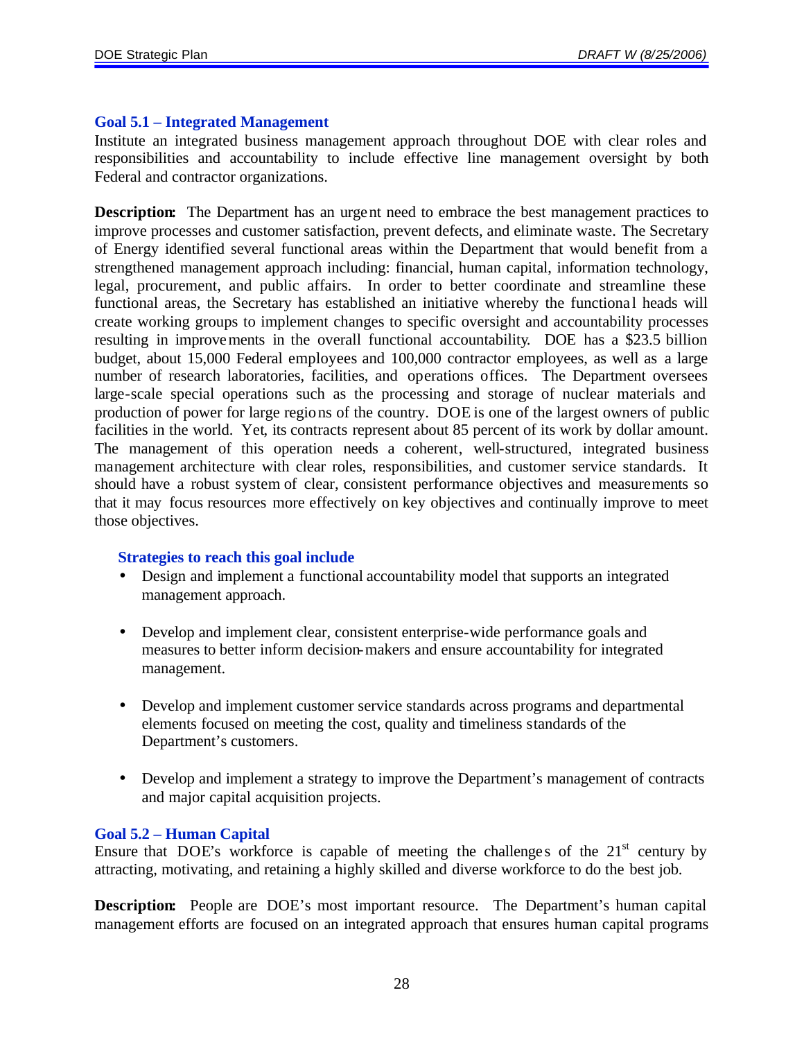### Goal 5.1 – Integrated Management

Institute an integrated business management approach throughout DOE with clear roles and responsibilities and accountability to include effective line management oversight by both Federal and contractor organizations.

**Description:** The Department has an urgent need to embrace the best management practices to improve processes and customer satisfaction, prevent defects, and eliminate waste. The Secretary of Energy identified several functional areas within the Department that would benefit from a strengthened management approach including: financial, human capital, information technology, legal, procurement, and public affairs. In order to better coordinate and streamline these functional areas, the Secretary has established an initiative whereby the functional heads will create working groups to implement changes to specific oversight and accountability processes resulting in improvements in the overall functional accountability. DOE has a $23.5 billion budget, about 15,000 Federal employees and 100,000 contractor employees, as well as a large number of research laboratories, facilities, and operations offices. The Department oversees large-scale special operations such as the processing and storage of nuclear materials and production of power for large regions of the country. DOE is one of the largest owners of public facilities in the world. Yet, its contracts represent about 85 percent of its work by dollar amount. The management of this operation needs a coherent, well-structured, integrated business management architecture with clear roles, responsibilities, and customer service standards. It should have a robust system of clear, consistent performance objectives and measurements so that it may focus resources more effectively on key objectives and continually improve to meet those objectives.

#### Strategies to reach this goal include

- Design and implement a functional accountability model that supports an integrated management approach.
- Develop and implement clear, consistent enterprise-wide performance goals and measures to better inform decision-makers and ensure accountability for integrated management.
- Develop and implement customer service standards across programs and departmental elements focused on meeting the cost, quality and timeliness standards of the Department's customers.
- Develop and implement a strategy to improve the Department's management of contracts and major capital acquisition projects.

### Goal 5.2 – Human Capital

Ensure that DOE's workforce is capable of meeting the challenges of the 21st century by attracting, motivating, and retaining a highly skilled and diverse workforce to do the best job.

**Description:** People are DOE's most important resource. The Department's human capital management efforts are focused on an integrated approach that ensures human capital programs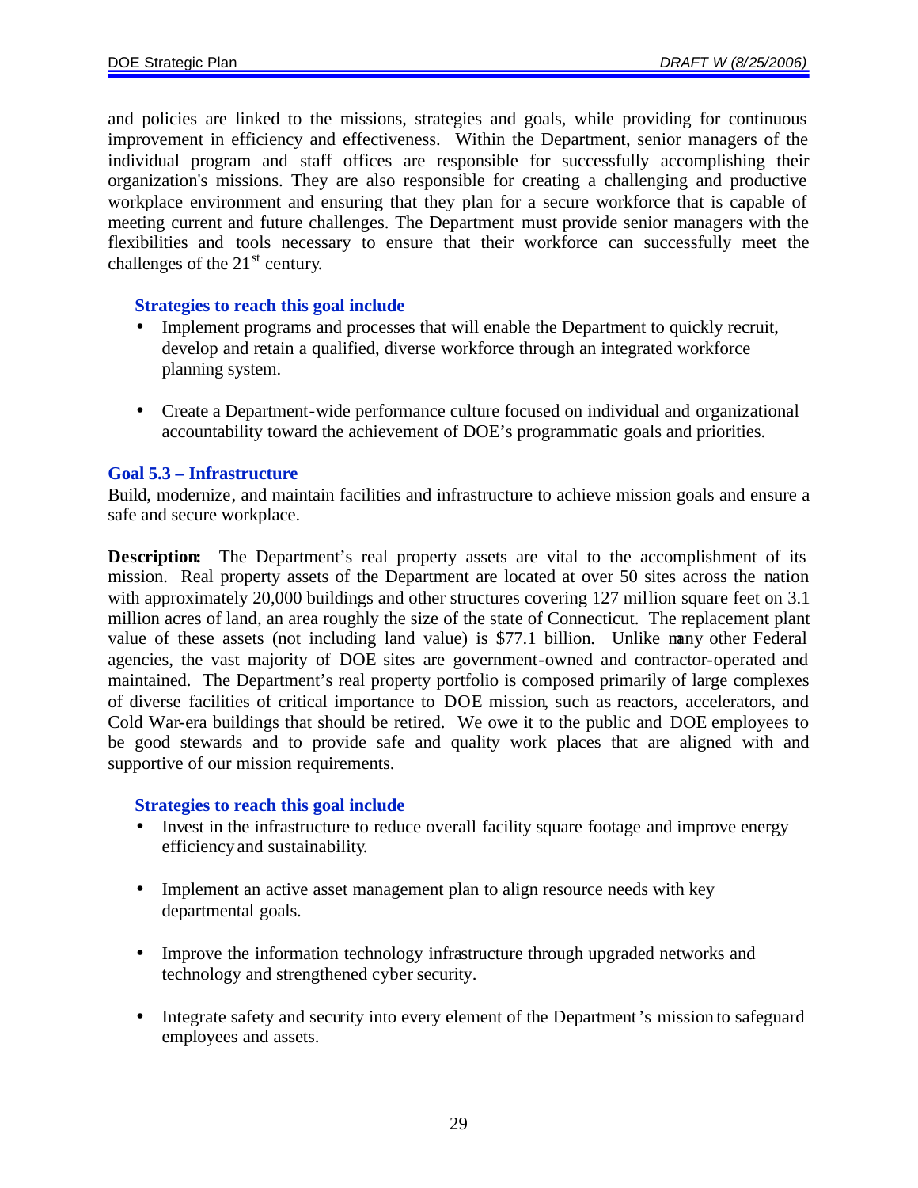and policies are linked to the missions, strategies and goals, while providing for continuous improvement in efficiency and effectiveness. Within the Department, senior managers of the individual program and staff offices are responsible for successfully accomplishing their organization's missions. They are also responsible for creating a challenging and productive workplace environment and ensuring that they plan for a secure workforce that is capable of meeting current and future challenges. The Department must provide senior managers with the flexibilities and tools necessary to ensure that their workforce can successfully meet the challenges of the 21st century.

**Strategies to reach this goal include**

- Implement programs and processes that will enable the Department to quickly recruit, develop and retain a qualified, diverse workforce through an integrated workforce planning system.
- Create a Department-wide performance culture focused on individual and organizational accountability toward the achievement of DOE's programmatic goals and priorities.

### Goal 5.3 – Infrastructure

Build, modernize, and maintain facilities and infrastructure to achieve mission goals and ensure a safe and secure workplace.

**Description:** The Department's real property assets are vital to the accomplishment of its mission. Real property assets of the Department are located at over 50 sites across the nation with approximately 20,000 buildings and other structures covering 127 million square feet on 3.1 million acres of land, an area roughly the size of the state of Connecticut. The replacement plant value of these assets (not including land value) is $77.1 billion. Unlike many other Federal agencies, the vast majority of DOE sites are government-owned and contractor-operated and maintained. The Department's real property portfolio is composed primarily of large complexes of diverse facilities of critical importance to DOE mission, such as reactors, accelerators, and Cold War-era buildings that should be retired. We owe it to the public and DOE employees to be good stewards and to provide safe and quality work places that are aligned with and supportive of our mission requirements.

**Strategies to reach this goal include**

- Invest in the infrastructure to reduce overall facility square footage and improve energy efficiency and sustainability.
- Implement an active asset management plan to align resource needs with key departmental goals.
- Improve the information technology infrastructure through upgraded networks and technology and strengthened cyber security.
- Integrate safety and security into every element of the Department's mission to safeguard employees and assets.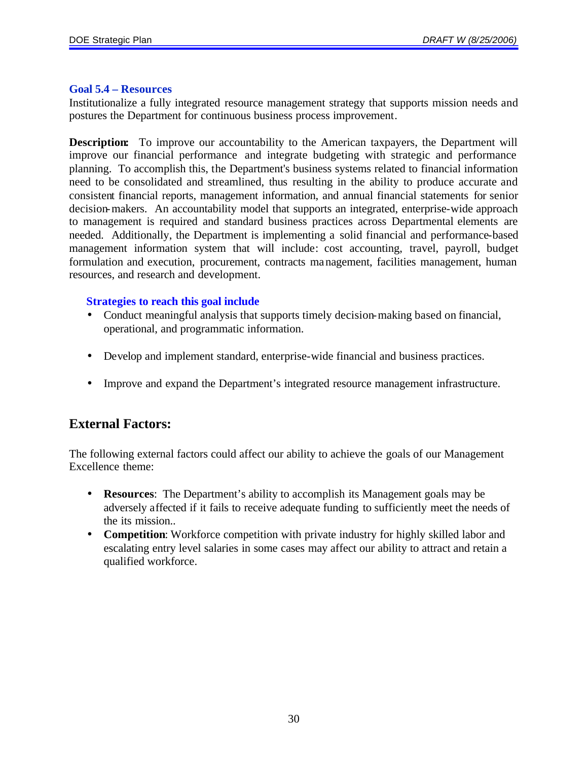### Goal 5.4 – Resources

Institutionalize a fully integrated resource management strategy that supports mission needs and postures the Department for continuous business process improvement.

**Description:** To improve our accountability to the American taxpayers, the Department will improve our financial performance and integrate budgeting with strategic and performance planning. To accomplish this, the Department's business systems related to financial information need to be consolidated and streamlined, thus resulting in the ability to produce accurate and consistent financial reports, management information, and annual financial statements for senior decision-makers. An accountability model that supports an integrated, enterprise-wide approach to management is required and standard business practices across Departmental elements are needed. Additionally, the Department is implementing a solid financial and performance-based management information system that will include: cost accounting, travel, payroll, budget formulation and execution, procurement, contracts management, facilities management, human resources, and research and development.

#### Strategies to reach this goal include

- Conduct meaningful analysis that supports timely decision-making based on financial, operational, and programmatic information.
- Develop and implement standard, enterprise-wide financial and business practices.
- Improve and expand the Department's integrated resource management infrastructure.

## External Factors:

The following external factors could affect our ability to achieve the goals of our Management Excellence theme:

- **Resources**: The Department's ability to accomplish its Management goals may be adversely affected if it fails to receive adequate funding to sufficiently meet the needs of the its mission..
- **Competition**: Workforce competition with private industry for highly skilled labor and escalating entry level salaries in some cases may affect our ability to attract and retain a qualified workforce.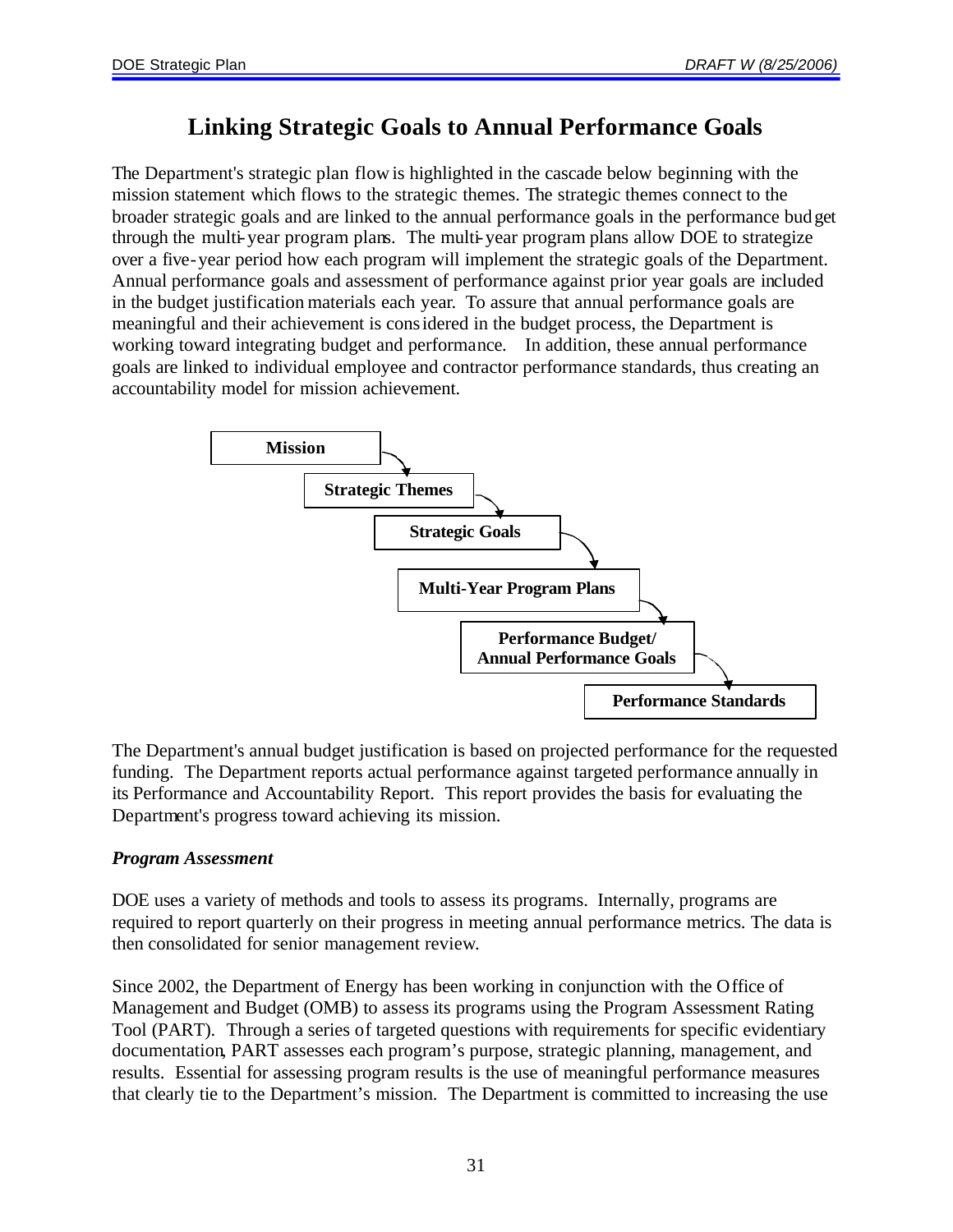# Linking Strategic Goals to Annual Performance Goals

The Department's strategic plan flow is highlighted in the cascade below beginning with the mission statement which flows to the strategic themes. The strategic themes connect to the broader strategic goals and are linked to the annual performance goals in the performance budget through the multi-year program plans. The multi-year program plans allow DOE to strategize over a five-year period how each program will implement the strategic goals of the Department. Annual performance goals and assessment of performance against prior year goals are included in the budget justification materials each year. To assure that annual performance goals are meaningful and their achievement is considered in the budget process, the Department is working toward integrating budget and performance. In addition, these annual performance goals are linked to individual employee and contractor performance standards, thus creating an accountability model for mission achievement.

**Mission** → **Strategic Themes** → **Strategic Goals** → **Multi-Year Program Plans** → **Performance Budget/ Annual Performance Goals** → **Performance Standards**

The Department's annual budget justification is based on projected performance for the requested funding. The Department reports actual performance against targeted performance annually in its Performance and Accountability Report. This report provides the basis for evaluating the Department's progress toward achieving its mission.

### *Program Assessment*

DOE uses a variety of methods and tools to assess its programs. Internally, programs are required to report quarterly on their progress in meeting annual performance metrics. The data is then consolidated for senior management review.

Since 2002, the Department of Energy has been working in conjunction with the Office of Management and Budget (OMB) to assess its programs using the Program Assessment Rating Tool (PART). Through a series of targeted questions with requirements for specific evidentiary documentation, PART assesses each program's purpose, strategic planning, management, and results. Essential for assessing program results is the use of meaningful performance measures that clearly tie to the Department's mission. The Department is committed to increasing the use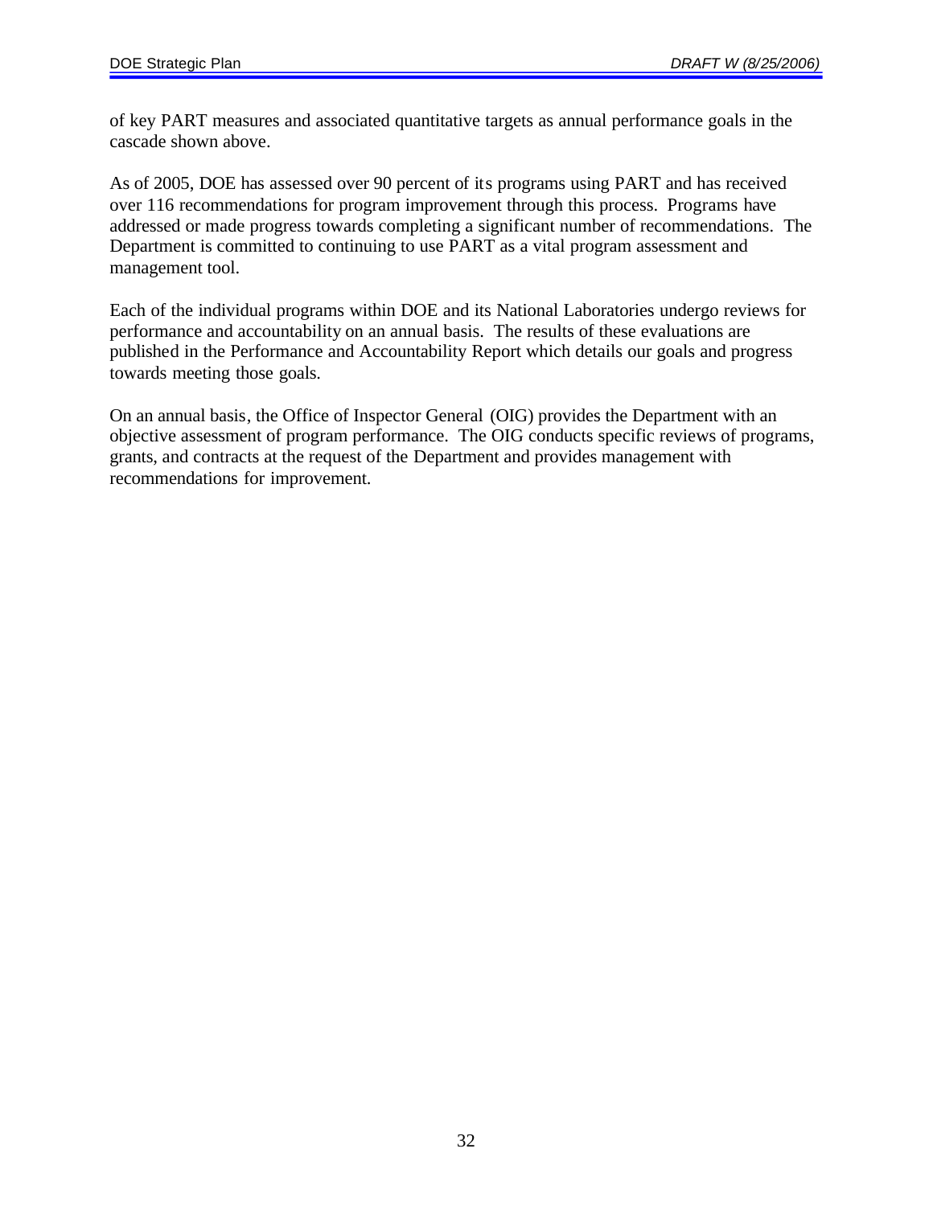of key PART measures and associated quantitative targets as annual performance goals in the cascade shown above.

As of 2005, DOE has assessed over 90 percent of its programs using PART and has received over 116 recommendations for program improvement through this process. Programs have addressed or made progress towards completing a significant number of recommendations. The Department is committed to continuing to use PART as a vital program assessment and management tool.

Each of the individual programs within DOE and its National Laboratories undergo reviews for performance and accountability on an annual basis. The results of these evaluations are published in the Performance and Accountability Report which details our goals and progress towards meeting those goals.

On an annual basis, the Office of Inspector General (OIG) provides the Department with an objective assessment of program performance. The OIG conducts specific reviews of programs, grants, and contracts at the request of the Department and provides management with recommendations for improvement.